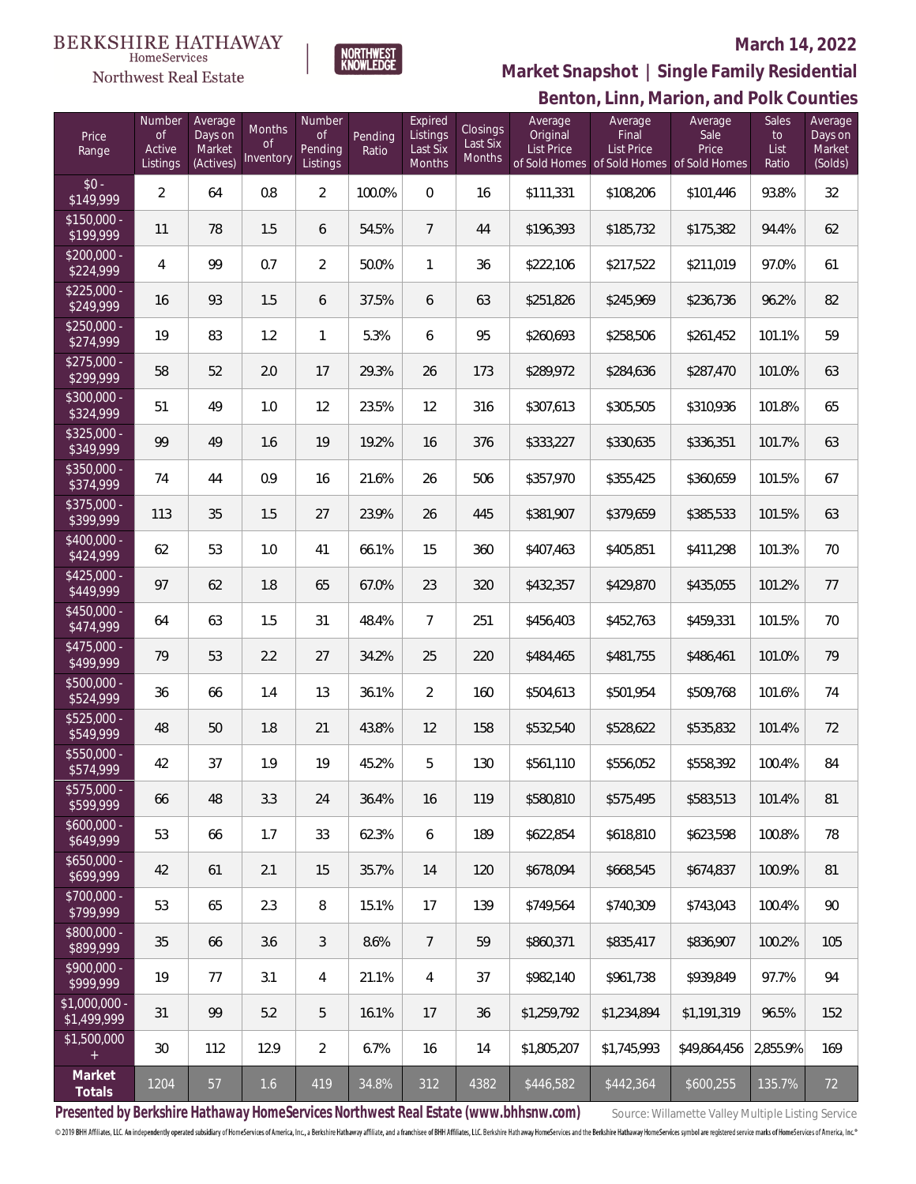BERKSHIRE HATHAWAY HomeServices Northwest Real Estate

NORTHWEST KNOWLEDGE

## March 14, 2022

## Market Snapshot | Single Family Residential

## Benton, Linn, Marion, and Polk Counties

| Price Range | Number of Active Listings | Average Days on Market (Actives) | Months of Inventory | Number of Pending Listings | Pending Ratio | Expired Listings Last Six Months | Closings Last Six Months | Average Original List Price of Sold Homes | Average Final List Price of Sold Homes | Average Sale Price of Sold Homes | Sales to List Ratio | Average Days on Market (Solds) |
|---|---|---|---|---|---|---|---|---|---|---|---|---|
| $0 - $149,999 | 2 | 64 | 0.8 | 2 | 100.0% | 0 | 16 | $111,331 | $108,206 | $101,446 | 93.8% | 32 |
| $150,000 - $199,999 | 11 | 78 | 1.5 | 6 | 54.5% | 7 | 44 | $196,393 | $185,732 | $175,382 | 94.4% | 62 |
| $200,000 - $224,999 | 4 | 99 | 0.7 | 2 | 50.0% | 1 | 36 | $222,106 | $217,522 | $211,019 | 97.0% | 61 |
| $225,000 - $249,999 | 16 | 93 | 1.5 | 6 | 37.5% | 6 | 63 | $251,826 | $245,969 | $236,736 | 96.2% | 82 |
| $250,000 - $274,999 | 19 | 83 | 1.2 | 1 | 5.3% | 6 | 95 | $260,693 | $258,506 | $261,452 | 101.1% | 59 |
| $275,000 - $299,999 | 58 | 52 | 2.0 | 17 | 29.3% | 26 | 173 | $289,972 | $284,636 | $287,470 | 101.0% | 63 |
| $300,000 - $324,999 | 51 | 49 | 1.0 | 12 | 23.5% | 12 | 316 | $307,613 | $305,505 | $310,936 | 101.8% | 65 |
| $325,000 - $349,999 | 99 | 49 | 1.6 | 19 | 19.2% | 16 | 376 | $333,227 | $330,635 | $336,351 | 101.7% | 63 |
| $350,000 - $374,999 | 74 | 44 | 0.9 | 16 | 21.6% | 26 | 506 | $357,970 | $355,425 | $360,659 | 101.5% | 67 |
| $375,000 - $399,999 | 113 | 35 | 1.5 | 27 | 23.9% | 26 | 445 | $381,907 | $379,659 | $385,533 | 101.5% | 63 |
| $400,000 - $424,999 | 62 | 53 | 1.0 | 41 | 66.1% | 15 | 360 | $407,463 | $405,851 | $411,298 | 101.3% | 70 |
| $425,000 - $449,999 | 97 | 62 | 1.8 | 65 | 67.0% | 23 | 320 | $432,357 | $429,870 | $435,055 | 101.2% | 77 |
| $450,000 - $474,999 | 64 | 63 | 1.5 | 31 | 48.4% | 7 | 251 | $456,403 | $452,763 | $459,331 | 101.5% | 70 |
| $475,000 - $499,999 | 79 | 53 | 2.2 | 27 | 34.2% | 25 | 220 | $484,465 | $481,755 | $486,461 | 101.0% | 79 |
| $500,000 - $524,999 | 36 | 66 | 1.4 | 13 | 36.1% | 2 | 160 | $504,613 | $501,954 | $509,768 | 101.6% | 74 |
| $525,000 - $549,999 | 48 | 50 | 1.8 | 21 | 43.8% | 12 | 158 | $532,540 | $528,622 | $535,832 | 101.4% | 72 |
| $550,000 - $574,999 | 42 | 37 | 1.9 | 19 | 45.2% | 5 | 130 | $561,110 | $556,052 | $558,392 | 100.4% | 84 |
| $575,000 - $599,999 | 66 | 48 | 3.3 | 24 | 36.4% | 16 | 119 | $580,810 | $575,495 | $583,513 | 101.4% | 81 |
| $600,000 - $649,999 | 53 | 66 | 1.7 | 33 | 62.3% | 6 | 189 | $622,854 | $618,810 | $623,598 | 100.8% | 78 |
| $650,000 - $699,999 | 42 | 61 | 2.1 | 15 | 35.7% | 14 | 120 | $678,094 | $668,545 | $674,837 | 100.9% | 81 |
| $700,000 - $799,999 | 53 | 65 | 2.3 | 8 | 15.1% | 17 | 139 | $749,564 | $740,309 | $743,043 | 100.4% | 90 |
| $800,000 - $899,999 | 35 | 66 | 3.6 | 3 | 8.6% | 7 | 59 | $860,371 | $835,417 | $836,907 | 100.2% | 105 |
| $900,000 - $999,999 | 19 | 77 | 3.1 | 4 | 21.1% | 4 | 37 | $982,140 | $961,738 | $939,849 | 97.7% | 94 |
| $1,000,000 - $1,499,999 | 31 | 99 | 5.2 | 5 | 16.1% | 17 | 36 | $1,259,792 | $1,234,894 | $1,191,319 | 96.5% | 152 |
| $1,500,000 + | 30 | 112 | 12.9 | 2 | 6.7% | 16 | 14 | $1,805,207 | $1,745,993 | $49,864,456 | 2,855.9% | 169 |
| **Market Totals** | 1204 | 57 | 1.6 | 419 | 34.8% | 312 | 4382 | $446,582 | $442,364 | $600,255 | 135.7% | 72 |

**Presented by Berkshire Hathaway HomeServices Northwest Real Estate (www.bhhsnw.com)**

Source: Willamette Valley Multiple Listing Service

© 2019 BHH Affiliates, LLC. An independently operated subsidiary of HomeServices of America, Inc., a Berkshire Hathaway affiliate, and a franchisee of BHH Affiliates, LLC. Berkshire Hathaway HomeServices and the Berkshire Hathaway HomeServices symbol are registered service marks of HomeServices of America, Inc.®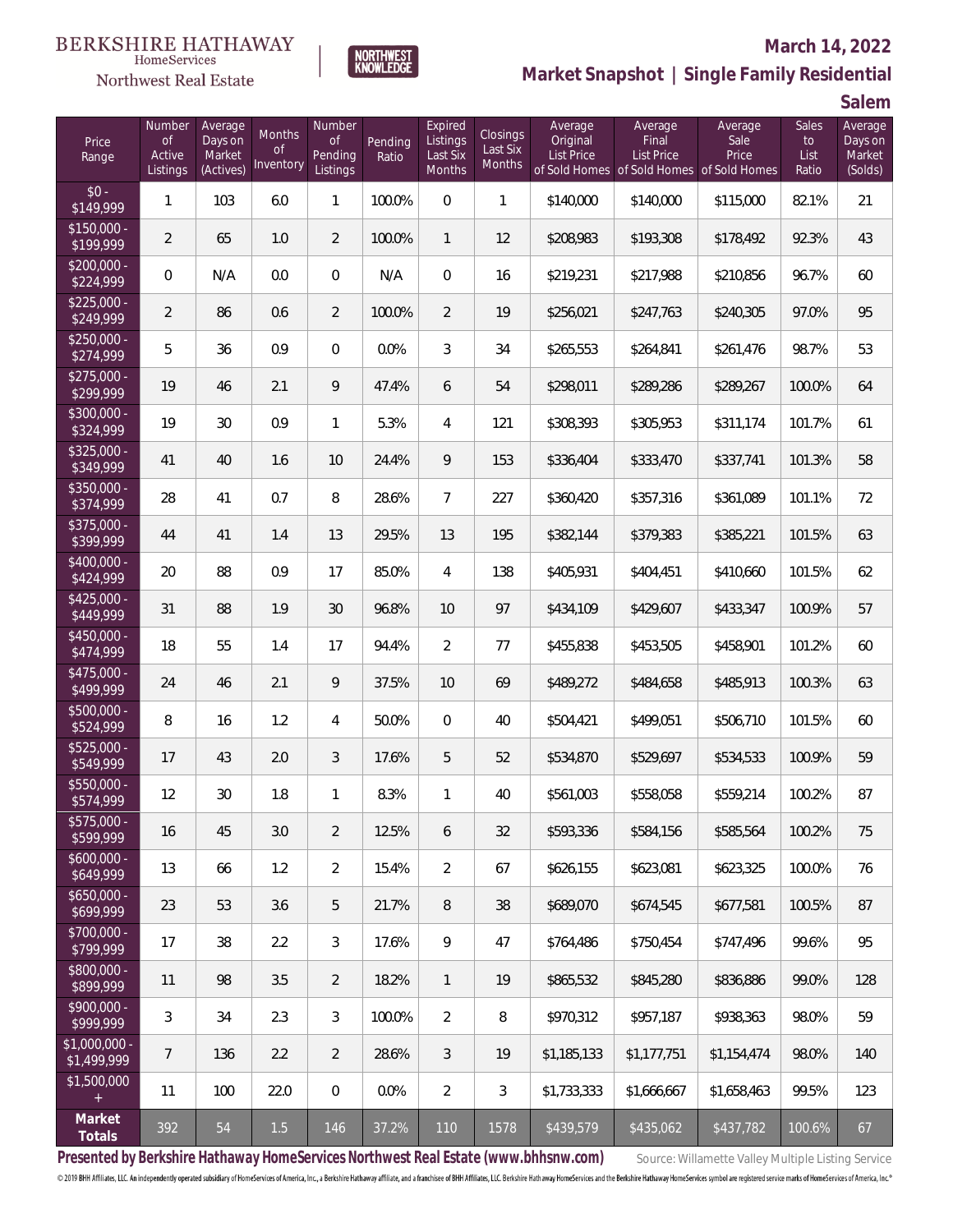BERKSHIRE HATHAWAY HomeServices

Northwest Real Estate

NORTHWEST KNOWLEDGE

**March 14, 2022**

## Market Snapshot | Single Family Residential

## Salem

| Price Range | Number of Active Listings | Average Days on Market (Actives) | Months of Inventory | Number of Pending Listings | Pending Ratio | Expired Listings Last Six Months | Closings Last Six Months | Average Original List Price of Sold Homes | Average Final List Price of Sold Homes | Average Sale Price of Sold Homes | Sales to List Ratio | Average Days on Market (Solds) |
|---|---|---|---|---|---|---|---|---|---|---|---|---|
| $0 - $149,999 | 1 | 103 | 6.0 | 1 | 100.0% | 0 | 1 | $140,000 | $140,000 | $115,000 | 82.1% | 21 |
| $150,000 - $199,999 | 2 | 65 | 1.0 | 2 | 100.0% | 1 | 12 | $208,983 | $193,308 | $178,492 | 92.3% | 43 |
| $200,000 - $224,999 | 0 | N/A | 0.0 | 0 | N/A | 0 | 16 | $219,231 | $217,988 | $210,856 | 96.7% | 60 |
| $225,000 - $249,999 | 2 | 86 | 0.6 | 2 | 100.0% | 2 | 19 | $256,021 | $247,763 | $240,305 | 97.0% | 95 |
| $250,000 - $274,999 | 5 | 36 | 0.9 | 0 | 0.0% | 3 | 34 | $265,553 | $264,841 | $261,476 | 98.7% | 53 |
| $275,000 - $299,999 | 19 | 46 | 2.1 | 9 | 47.4% | 6 | 54 | $298,011 | $289,286 | $289,267 | 100.0% | 64 |
| $300,000 - $324,999 | 19 | 30 | 0.9 | 1 | 5.3% | 4 | 121 | $308,393 | $305,953 | $311,174 | 101.7% | 61 |
| $325,000 - $349,999 | 41 | 40 | 1.6 | 10 | 24.4% | 9 | 153 | $336,404 | $333,470 | $337,741 | 101.3% | 58 |
| $350,000 - $374,999 | 28 | 41 | 0.7 | 8 | 28.6% | 7 | 227 | $360,420 | $357,316 | $361,089 | 101.1% | 72 |
| $375,000 - $399,999 | 44 | 41 | 1.4 | 13 | 29.5% | 13 | 195 | $382,144 | $379,383 | $385,221 | 101.5% | 63 |
| $400,000 - $424,999 | 20 | 88 | 0.9 | 17 | 85.0% | 4 | 138 | $405,931 | $404,451 | $410,660 | 101.5% | 62 |
| $425,000 - $449,999 | 31 | 88 | 1.9 | 30 | 96.8% | 10 | 97 | $434,109 | $429,607 | $433,347 | 100.9% | 57 |
| $450,000 - $474,999 | 18 | 55 | 1.4 | 17 | 94.4% | 2 | 77 | $455,838 | $453,505 | $458,901 | 101.2% | 60 |
| $475,000 - $499,999 | 24 | 46 | 2.1 | 9 | 37.5% | 10 | 69 | $489,272 | $484,658 | $485,913 | 100.3% | 63 |
| $500,000 - $524,999 | 8 | 16 | 1.2 | 4 | 50.0% | 0 | 40 | $504,421 | $499,051 | $506,710 | 101.5% | 60 |
| $525,000 - $549,999 | 17 | 43 | 2.0 | 3 | 17.6% | 5 | 52 | $534,870 | $529,697 | $534,533 | 100.9% | 59 |
| $550,000 - $574,999 | 12 | 30 | 1.8 | 1 | 8.3% | 1 | 40 | $561,003 | $558,058 | $559,214 | 100.2% | 87 |
| $575,000 - $599,999 | 16 | 45 | 3.0 | 2 | 12.5% | 6 | 32 | $593,336 | $584,156 | $585,564 | 100.2% | 75 |
| $600,000 - $649,999 | 13 | 66 | 1.2 | 2 | 15.4% | 2 | 67 | $626,155 | $623,081 | $623,325 | 100.0% | 76 |
| $650,000 - $699,999 | 23 | 53 | 3.6 | 5 | 21.7% | 8 | 38 | $689,070 | $674,545 | $677,581 | 100.5% | 87 |
| $700,000 - $799,999 | 17 | 38 | 2.2 | 3 | 17.6% | 9 | 47 | $764,486 | $750,454 | $747,496 | 99.6% | 95 |
| $800,000 - $899,999 | 11 | 98 | 3.5 | 2 | 18.2% | 1 | 19 | $865,532 | $845,280 | $836,886 | 99.0% | 128 |
| $900,000 - $999,999 | 3 | 34 | 2.3 | 3 | 100.0% | 2 | 8 | $970,312 | $957,187 | $938,363 | 98.0% | 59 |
| $1,000,000 - $1,499,999 | 7 | 136 | 2.2 | 2 | 28.6% | 3 | 19 | $1,185,133 | $1,177,751 | $1,154,474 | 98.0% | 140 |
| $1,500,000 + | 11 | 100 | 22.0 | 0 | 0.0% | 2 | 3 | $1,733,333 | $1,666,667 | $1,658,463 | 99.5% | 123 |
| **Market Totals** | 392 | 54 | 1.5 | 146 | 37.2% | 110 | 1578 | $439,579 | $435,062 | $437,782 | 100.6% | 67 |

**Presented by Berkshire Hathaway HomeServices Northwest Real Estate (www.bhhsnw.com)**

Source: Willamette Valley Multiple Listing Service

© 2019 BHH Affiliates, LLC. An independently operated subsidiary of HomeServices of America, Inc., a Berkshire Hathaway affiliate, and a franchisee of BHH Affiliates, LLC. Berkshire Hathaway HomeServices and the Berkshire Hathaway HomeServices symbol are registered service marks of HomeServices of America, Inc.®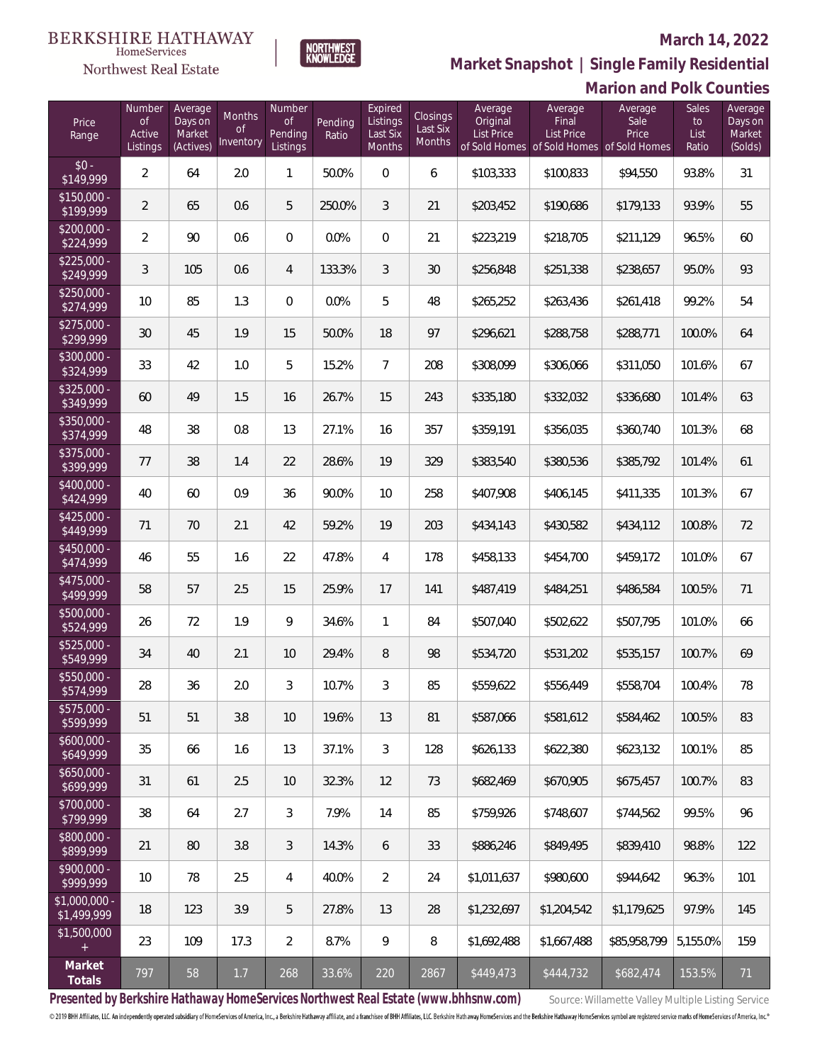BERKSHIRE HATHAWAY HomeServices Northwest Real Estate

NORTHWEST KNOWLEDGE

## March 14, 2022

## Market Snapshot | Single Family Residential

## Marion and Polk Counties

| Price Range | Number of Active Listings | Average Days on Market (Actives) | Months of Inventory | Number of Pending Listings | Pending Ratio | Expired Listings Last Six Months | Closings Last Six Months | Average Original List Price of Sold Homes | Average Final List Price of Sold Homes | Average Sale Price of Sold Homes | Sales to List Ratio | Average Days on Market (Solds) |
|---|---|---|---|---|---|---|---|---|---|---|---|---|
| $0 - $149,999 | 2 | 64 | 2.0 | 1 | 50.0% | 0 | 6 | $103,333 | $100,833 | $94,550 | 93.8% | 31 |
| $150,000 - $199,999 | 2 | 65 | 0.6 | 5 | 250.0% | 3 | 21 | $203,452 | $190,686 | $179,133 | 93.9% | 55 |
| $200,000 - $224,999 | 2 | 90 | 0.6 | 0 | 0.0% | 0 | 21 | $223,219 | $218,705 | $211,129 | 96.5% | 60 |
| $225,000 - $249,999 | 3 | 105 | 0.6 | 4 | 133.3% | 3 | 30 | $256,848 | $251,338 | $238,657 | 95.0% | 93 |
| $250,000 - $274,999 | 10 | 85 | 1.3 | 0 | 0.0% | 5 | 48 | $265,252 | $263,436 | $261,418 | 99.2% | 54 |
| $275,000 - $299,999 | 30 | 45 | 1.9 | 15 | 50.0% | 18 | 97 | $296,621 | $288,758 | $288,771 | 100.0% | 64 |
| $300,000 - $324,999 | 33 | 42 | 1.0 | 5 | 15.2% | 7 | 208 | $308,099 | $306,066 | $311,050 | 101.6% | 67 |
| $325,000 - $349,999 | 60 | 49 | 1.5 | 16 | 26.7% | 15 | 243 | $335,180 | $332,032 | $336,680 | 101.4% | 63 |
| $350,000 - $374,999 | 48 | 38 | 0.8 | 13 | 27.1% | 16 | 357 | $359,191 | $356,035 | $360,740 | 101.3% | 68 |
| $375,000 - $399,999 | 77 | 38 | 1.4 | 22 | 28.6% | 19 | 329 | $383,540 | $380,536 | $385,792 | 101.4% | 61 |
| $400,000 - $424,999 | 40 | 60 | 0.9 | 36 | 90.0% | 10 | 258 | $407,908 | $406,145 | $411,335 | 101.3% | 67 |
| $425,000 - $449,999 | 71 | 70 | 2.1 | 42 | 59.2% | 19 | 203 | $434,143 | $430,582 | $434,112 | 100.8% | 72 |
| $450,000 - $474,999 | 46 | 55 | 1.6 | 22 | 47.8% | 4 | 178 | $458,133 | $454,700 | $459,172 | 101.0% | 67 |
| $475,000 - $499,999 | 58 | 57 | 2.5 | 15 | 25.9% | 17 | 141 | $487,419 | $484,251 | $486,584 | 100.5% | 71 |
| $500,000 - $524,999 | 26 | 72 | 1.9 | 9 | 34.6% | 1 | 84 | $507,040 | $502,622 | $507,795 | 101.0% | 66 |
| $525,000 - $549,999 | 34 | 40 | 2.1 | 10 | 29.4% | 8 | 98 | $534,720 | $531,202 | $535,157 | 100.7% | 69 |
| $550,000 - $574,999 | 28 | 36 | 2.0 | 3 | 10.7% | 3 | 85 | $559,622 | $556,449 | $558,704 | 100.4% | 78 |
| $575,000 - $599,999 | 51 | 51 | 3.8 | 10 | 19.6% | 13 | 81 | $587,066 | $581,612 | $584,462 | 100.5% | 83 |
| $600,000 - $649,999 | 35 | 66 | 1.6 | 13 | 37.1% | 3 | 128 | $626,133 | $622,380 | $623,132 | 100.1% | 85 |
| $650,000 - $699,999 | 31 | 61 | 2.5 | 10 | 32.3% | 12 | 73 | $682,469 | $670,905 | $675,457 | 100.7% | 83 |
| $700,000 - $799,999 | 38 | 64 | 2.7 | 3 | 7.9% | 14 | 85 | $759,926 | $748,607 | $744,562 | 99.5% | 96 |
| $800,000 - $899,999 | 21 | 80 | 3.8 | 3 | 14.3% | 6 | 33 | $886,246 | $849,495 | $839,410 | 98.8% | 122 |
| $900,000 - $999,999 | 10 | 78 | 2.5 | 4 | 40.0% | 2 | 24 | $1,011,637 | $980,600 | $944,642 | 96.3% | 101 |
| $1,000,000 - $1,499,999 | 18 | 123 | 3.9 | 5 | 27.8% | 13 | 28 | $1,232,697 | $1,204,542 | $1,179,625 | 97.9% | 145 |
| $1,500,000 + | 23 | 109 | 17.3 | 2 | 8.7% | 9 | 8 | $1,692,488 | $1,667,488 | $85,958,799 | 5,155.0% | 159 |
| **Market Totals** | 797 | 58 | 1.7 | 268 | 33.6% | 220 | 2867 | $449,473 | $444,732 | $682,474 | 153.5% | 71 |

**Presented by Berkshire Hathaway HomeServices Northwest Real Estate (www.bhhsnw.com)**

Source: Willamette Valley Multiple Listing Service

© 2019 BHH Affiliates, LLC. An independently operated subsidiary of HomeServices of America, Inc., a Berkshire Hathaway affiliate, and a franchisee of BHH Affiliates, LLC. Berkshire Hathaway HomeServices and the Berkshire Hathaway HomeServices symbol are registered service marks of HomeServices of America, Inc.®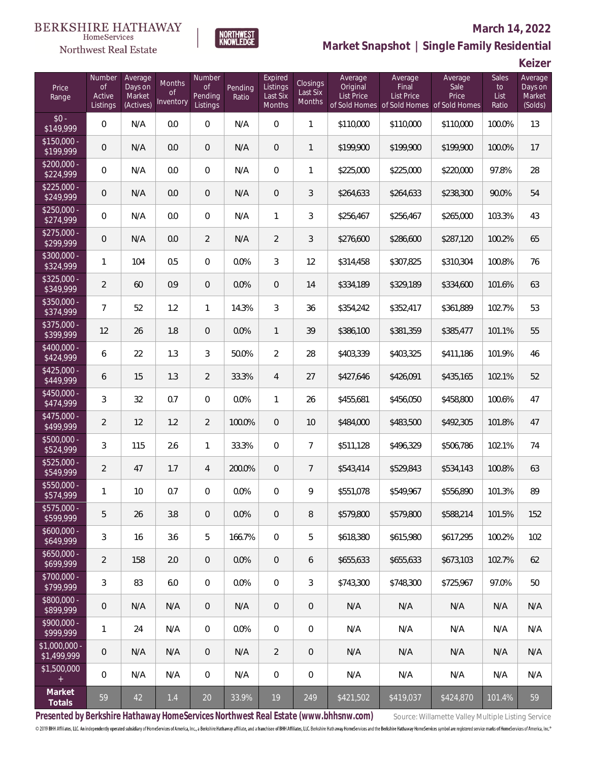BERKSHIRE HATHAWAY HomeServices Northwest Real Estate

NORTHWEST KNOWLEDGE

March 14, 2022

## Market Snapshot | Single Family Residential

### Keizer

| Price Range | Number of Active Listings | Average Days on Market (Actives) | Months of Inventory | Number of Pending Listings | Pending Ratio | Expired Listings Last Six Months | Closings Last Six Months | Average Original List Price of Sold Homes | Average Final List Price of Sold Homes | Average Sale Price of Sold Homes | Sales to List Ratio | Average Days on Market (Solds) |
|---|---|---|---|---|---|---|---|---|---|---|---|---|
| $0 - $149,999 | 0 | N/A | 0.0 | 0 | N/A | 0 | 1 | $110,000 | $110,000 | $110,000 | 100.0% | 13 |
| $150,000 - $199,999 | 0 | N/A | 0.0 | 0 | N/A | 0 | 1 | $199,900 | $199,900 | $199,900 | 100.0% | 17 |
| $200,000 - $224,999 | 0 | N/A | 0.0 | 0 | N/A | 0 | 1 | $225,000 | $225,000 | $220,000 | 97.8% | 28 |
| $225,000 - $249,999 | 0 | N/A | 0.0 | 0 | N/A | 0 | 3 | $264,633 | $264,633 | $238,300 | 90.0% | 54 |
| $250,000 - $274,999 | 0 | N/A | 0.0 | 0 | N/A | 1 | 3 | $256,467 | $256,467 | $265,000 | 103.3% | 43 |
| $275,000 - $299,999 | 0 | N/A | 0.0 | 2 | N/A | 2 | 3 | $276,600 | $286,600 | $287,120 | 100.2% | 65 |
| $300,000 - $324,999 | 1 | 104 | 0.5 | 0 | 0.0% | 3 | 12 | $314,458 | $307,825 | $310,304 | 100.8% | 76 |
| $325,000 - $349,999 | 2 | 60 | 0.9 | 0 | 0.0% | 0 | 14 | $334,189 | $329,189 | $334,600 | 101.6% | 63 |
| $350,000 - $374,999 | 7 | 52 | 1.2 | 1 | 14.3% | 3 | 36 | $354,242 | $352,417 | $361,889 | 102.7% | 53 |
| $375,000 - $399,999 | 12 | 26 | 1.8 | 0 | 0.0% | 1 | 39 | $386,100 | $381,359 | $385,477 | 101.1% | 55 |
| $400,000 - $424,999 | 6 | 22 | 1.3 | 3 | 50.0% | 2 | 28 | $403,339 | $403,325 | $411,186 | 101.9% | 46 |
| $425,000 - $449,999 | 6 | 15 | 1.3 | 2 | 33.3% | 4 | 27 | $427,646 | $426,091 | $435,165 | 102.1% | 52 |
| $450,000 - $474,999 | 3 | 32 | 0.7 | 0 | 0.0% | 1 | 26 | $455,681 | $456,050 | $458,800 | 100.6% | 47 |
| $475,000 - $499,999 | 2 | 12 | 1.2 | 2 | 100.0% | 0 | 10 | $484,000 | $483,500 | $492,305 | 101.8% | 47 |
| $500,000 - $524,999 | 3 | 115 | 2.6 | 1 | 33.3% | 0 | 7 | $511,128 | $496,329 | $506,786 | 102.1% | 74 |
| $525,000 - $549,999 | 2 | 47 | 1.7 | 4 | 200.0% | 0 | 7 | $543,414 | $529,843 | $534,143 | 100.8% | 63 |
| $550,000 - $574,999 | 1 | 10 | 0.7 | 0 | 0.0% | 0 | 9 | $551,078 | $549,967 | $556,890 | 101.3% | 89 |
| $575,000 - $599,999 | 5 | 26 | 3.8 | 0 | 0.0% | 0 | 8 | $579,800 | $579,800 | $588,214 | 101.5% | 152 |
| $600,000 - $649,999 | 3 | 16 | 3.6 | 5 | 166.7% | 0 | 5 | $618,380 | $615,980 | $617,295 | 100.2% | 102 |
| $650,000 - $699,999 | 2 | 158 | 2.0 | 0 | 0.0% | 0 | 6 | $655,633 | $655,633 | $673,103 | 102.7% | 62 |
| $700,000 - $799,999 | 3 | 83 | 6.0 | 0 | 0.0% | 0 | 3 | $743,300 | $748,300 | $725,967 | 97.0% | 50 |
| $800,000 - $899,999 | 0 | N/A | N/A | 0 | N/A | 0 | 0 | N/A | N/A | N/A | N/A | N/A |
| $900,000 - $999,999 | 1 | 24 | N/A | 0 | 0.0% | 0 | 0 | N/A | N/A | N/A | N/A | N/A |
| $1,000,000 - $1,499,999 | 0 | N/A | N/A | 0 | N/A | 2 | 0 | N/A | N/A | N/A | N/A | N/A |
| $1,500,000 + | 0 | N/A | N/A | 0 | N/A | 0 | 0 | N/A | N/A | N/A | N/A | N/A |
| **Market Totals** | 59 | 42 | 1.4 | 20 | 33.9% | 19 | 249 | $421,502 | $419,037 | $424,870 | 101.4% | 59 |

**Presented by Berkshire Hathaway HomeServices Northwest Real Estate (www.bhhsnw.com)** Source: Willamette Valley Multiple Listing Service

© 2019 BHH Affiliates, LLC. An independently operated subsidiary of HomeServices of America, Inc., a Berkshire Hathaway affiliate, and a franchisee of BHH Affiliates, LLC. Berkshire Hathaway HomeServices and the Berkshire Hathaway HomeServices symbol are registered service marks of HomeServices of America, Inc.®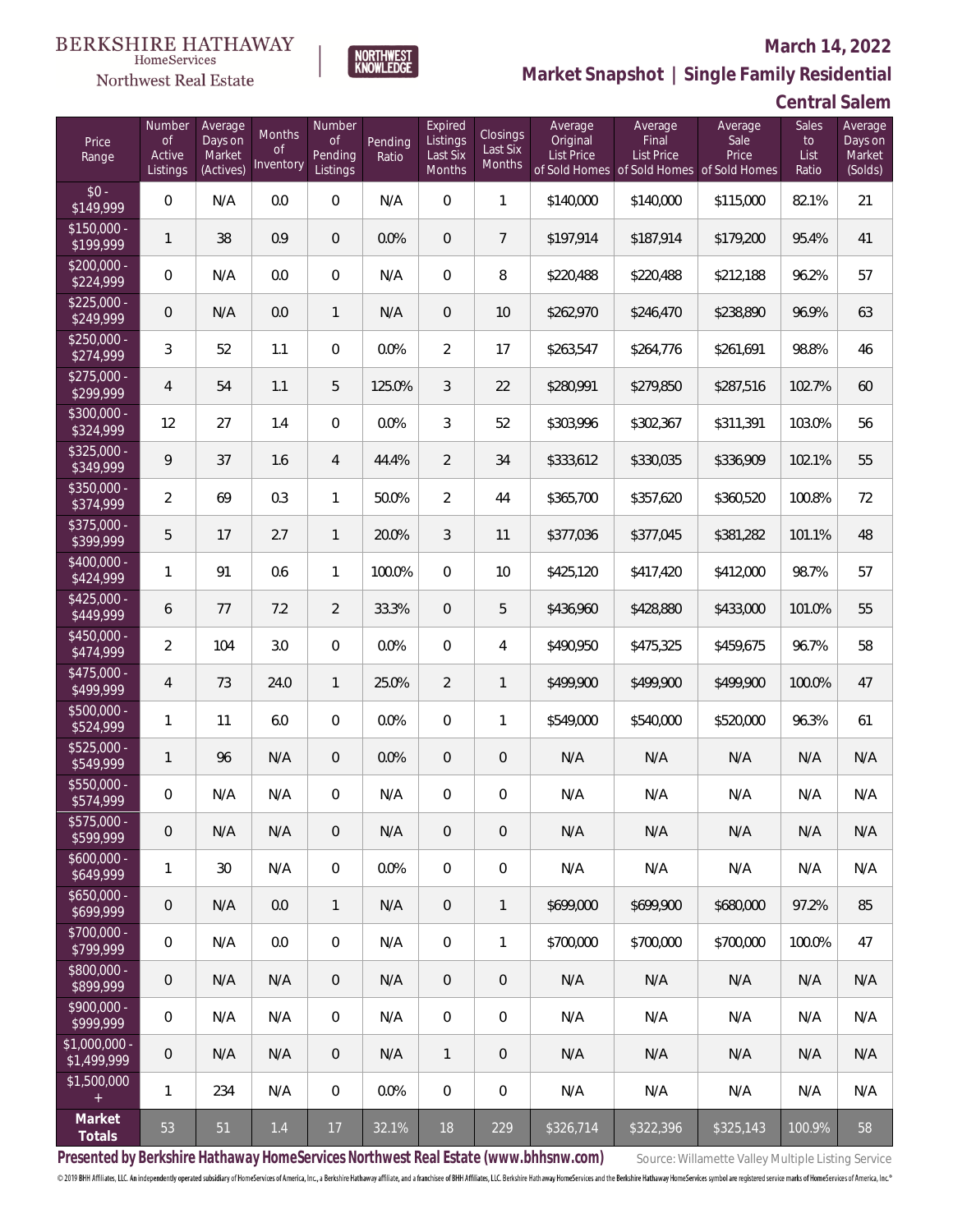BERKSHIRE HATHAWAY HomeServices Northwest Real Estate

NORTHWEST KNOWLEDGE

## March 14, 2022

## Market Snapshot | Single Family Residential

## Central Salem

| Price Range | Number of Active Listings | Average Days on Market (Actives) | Months of Inventory | Number of Pending Listings | Pending Ratio | Expired Listings Last Six Months | Closings Last Six Months | Average Original List Price of Sold Homes | Average Final List Price of Sold Homes | Average Sale Price of Sold Homes | Sales to List Ratio | Average Days on Market (Solds) |
|---|---|---|---|---|---|---|---|---|---|---|---|---|
| $0 - $149,999 | 0 | N/A | 0.0 | 0 | N/A | 0 | 1 | $140,000 | $140,000 | $115,000 | 82.1% | 21 |
| $150,000 - $199,999 | 1 | 38 | 0.9 | 0 | 0.0% | 0 | 7 | $197,914 | $187,914 | $179,200 | 95.4% | 41 |
| $200,000 - $224,999 | 0 | N/A | 0.0 | 0 | N/A | 0 | 8 | $220,488 | $220,488 | $212,188 | 96.2% | 57 |
| $225,000 - $249,999 | 0 | N/A | 0.0 | 1 | N/A | 0 | 10 | $262,970 | $246,470 | $238,890 | 96.9% | 63 |
| $250,000 - $274,999 | 3 | 52 | 1.1 | 0 | 0.0% | 2 | 17 | $263,547 | $264,776 | $261,691 | 98.8% | 46 |
| $275,000 - $299,999 | 4 | 54 | 1.1 | 5 | 125.0% | 3 | 22 | $280,991 | $279,850 | $287,516 | 102.7% | 60 |
| $300,000 - $324,999 | 12 | 27 | 1.4 | 0 | 0.0% | 3 | 52 | $303,996 | $302,367 | $311,391 | 103.0% | 56 |
| $325,000 - $349,999 | 9 | 37 | 1.6 | 4 | 44.4% | 2 | 34 | $333,612 | $330,035 | $336,909 | 102.1% | 55 |
| $350,000 - $374,999 | 2 | 69 | 0.3 | 1 | 50.0% | 2 | 44 | $365,700 | $357,620 | $360,520 | 100.8% | 72 |
| $375,000 - $399,999 | 5 | 17 | 2.7 | 1 | 20.0% | 3 | 11 | $377,036 | $377,045 | $381,282 | 101.1% | 48 |
| $400,000 - $424,999 | 1 | 91 | 0.6 | 1 | 100.0% | 0 | 10 | $425,120 | $417,420 | $412,000 | 98.7% | 57 |
| $425,000 - $449,999 | 6 | 77 | 7.2 | 2 | 33.3% | 0 | 5 | $436,960 | $428,880 | $433,000 | 101.0% | 55 |
| $450,000 - $474,999 | 2 | 104 | 3.0 | 0 | 0.0% | 0 | 4 | $490,950 | $475,325 | $459,675 | 96.7% | 58 |
| $475,000 - $499,999 | 4 | 73 | 24.0 | 1 | 25.0% | 2 | 1 | $499,900 | $499,900 | $499,900 | 100.0% | 47 |
| $500,000 - $524,999 | 1 | 11 | 6.0 | 0 | 0.0% | 0 | 1 | $549,000 | $540,000 | $520,000 | 96.3% | 61 |
| $525,000 - $549,999 | 1 | 96 | N/A | 0 | 0.0% | 0 | 0 | N/A | N/A | N/A | N/A | N/A |
| $550,000 - $574,999 | 0 | N/A | N/A | 0 | N/A | 0 | 0 | N/A | N/A | N/A | N/A | N/A |
| $575,000 - $599,999 | 0 | N/A | N/A | 0 | N/A | 0 | 0 | N/A | N/A | N/A | N/A | N/A |
| $600,000 - $649,999 | 1 | 30 | N/A | 0 | 0.0% | 0 | 0 | N/A | N/A | N/A | N/A | N/A |
| $650,000 - $699,999 | 0 | N/A | 0.0 | 1 | N/A | 0 | 1 | $699,000 | $699,900 | $680,000 | 97.2% | 85 |
| $700,000 - $799,999 | 0 | N/A | 0.0 | 0 | N/A | 0 | 1 | $700,000 | $700,000 | $700,000 | 100.0% | 47 |
| $800,000 - $899,999 | 0 | N/A | N/A | 0 | N/A | 0 | 0 | N/A | N/A | N/A | N/A | N/A |
| $900,000 - $999,999 | 0 | N/A | N/A | 0 | N/A | 0 | 0 | N/A | N/A | N/A | N/A | N/A |
| $1,000,000 - $1,499,999 | 0 | N/A | N/A | 0 | N/A | 1 | 0 | N/A | N/A | N/A | N/A | N/A |
| $1,500,000 + | 1 | 234 | N/A | 0 | 0.0% | 0 | 0 | N/A | N/A | N/A | N/A | N/A |
| **Market Totals** | 53 | 51 | 1.4 | 17 | 32.1% | 18 | 229 | $326,714 | $322,396 | $325,143 | 100.9% | 58 |

**Presented by Berkshire Hathaway HomeServices Northwest Real Estate (www.bhhsnw.com)**

Source: Willamette Valley Multiple Listing Service

© 2019 BHH Affiliates, LLC. An independently operated subsidiary of HomeServices of America, Inc., a Berkshire Hathaway affiliate, and a franchisee of BHH Affiliates, LLC. Berkshire Hathaway HomeServices and the Berkshire Hathaway HomeServices symbol are registered service marks of HomeServices of America, Inc.®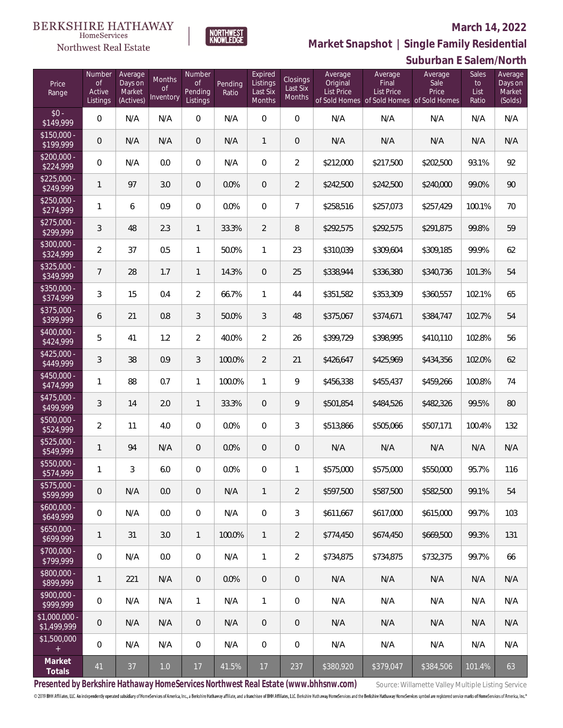BERKSHIRE HATHAWAY HomeServices Northwest Real Estate

NORTHWEST KNOWLEDGE

## March 14, 2022

## Market Snapshot | Single Family Residential

## Suburban E Salem/North

| Price Range | Number of Active Listings | Average Days on Market (Actives) | Months of Inventory | Number of Pending Listings | Pending Ratio | Expired Listings Last Six Months | Closings Last Six Months | Average Original List Price of Sold Homes | Average Final List Price of Sold Homes | Average Sale Price of Sold Homes | Sales to List Ratio | Average Days on Market (Solds) |
|---|---|---|---|---|---|---|---|---|---|---|---|---|
| $0 - $149,999 | 0 | N/A | N/A | 0 | N/A | 0 | 0 | N/A | N/A | N/A | N/A | N/A |
| $150,000 - $199,999 | 0 | N/A | N/A | 0 | N/A | 1 | 0 | N/A | N/A | N/A | N/A | N/A |
| $200,000 - $224,999 | 0 | N/A | 0.0 | 0 | N/A | 0 | 2 | $212,000 | $217,500 | $202,500 | 93.1% | 92 |
| $225,000 - $249,999 | 1 | 97 | 3.0 | 0 | 0.0% | 0 | 2 | $242,500 | $242,500 | $240,000 | 99.0% | 90 |
| $250,000 - $274,999 | 1 | 6 | 0.9 | 0 | 0.0% | 0 | 7 | $258,516 | $257,073 | $257,429 | 100.1% | 70 |
| $275,000 - $299,999 | 3 | 48 | 2.3 | 1 | 33.3% | 2 | 8 | $292,575 | $292,575 | $291,875 | 99.8% | 59 |
| $300,000 - $324,999 | 2 | 37 | 0.5 | 1 | 50.0% | 1 | 23 | $310,039 | $309,604 | $309,185 | 99.9% | 62 |
| $325,000 - $349,999 | 7 | 28 | 1.7 | 1 | 14.3% | 0 | 25 | $338,944 | $336,380 | $340,736 | 101.3% | 54 |
| $350,000 - $374,999 | 3 | 15 | 0.4 | 2 | 66.7% | 1 | 44 | $351,582 | $353,309 | $360,557 | 102.1% | 65 |
| $375,000 - $399,999 | 6 | 21 | 0.8 | 3 | 50.0% | 3 | 48 | $375,067 | $374,671 | $384,747 | 102.7% | 54 |
| $400,000 - $424,999 | 5 | 41 | 1.2 | 2 | 40.0% | 2 | 26 | $399,729 | $398,995 | $410,110 | 102.8% | 56 |
| $425,000 - $449,999 | 3 | 38 | 0.9 | 3 | 100.0% | 2 | 21 | $426,647 | $425,969 | $434,356 | 102.0% | 62 |
| $450,000 - $474,999 | 1 | 88 | 0.7 | 1 | 100.0% | 1 | 9 | $456,338 | $455,437 | $459,266 | 100.8% | 74 |
| $475,000 - $499,999 | 3 | 14 | 2.0 | 1 | 33.3% | 0 | 9 | $501,854 | $484,526 | $482,326 | 99.5% | 80 |
| $500,000 - $524,999 | 2 | 11 | 4.0 | 0 | 0.0% | 0 | 3 | $513,866 | $505,066 | $507,171 | 100.4% | 132 |
| $525,000 - $549,999 | 1 | 94 | N/A | 0 | 0.0% | 0 | 0 | N/A | N/A | N/A | N/A | N/A |
| $550,000 - $574,999 | 1 | 3 | 6.0 | 0 | 0.0% | 0 | 1 | $575,000 | $575,000 | $550,000 | 95.7% | 116 |
| $575,000 - $599,999 | 0 | N/A | 0.0 | 0 | N/A | 1 | 2 | $597,500 | $587,500 | $582,500 | 99.1% | 54 |
| $600,000 - $649,999 | 0 | N/A | 0.0 | 0 | N/A | 0 | 3 | $611,667 | $617,000 | $615,000 | 99.7% | 103 |
| $650,000 - $699,999 | 1 | 31 | 3.0 | 1 | 100.0% | 1 | 2 | $774,450 | $674,450 | $669,500 | 99.3% | 131 |
| $700,000 - $799,999 | 0 | N/A | 0.0 | 0 | N/A | 1 | 2 | $734,875 | $734,875 | $732,375 | 99.7% | 66 |
| $800,000 - $899,999 | 1 | 221 | N/A | 0 | 0.0% | 0 | 0 | N/A | N/A | N/A | N/A | N/A |
| $900,000 - $999,999 | 0 | N/A | N/A | 1 | N/A | 1 | 0 | N/A | N/A | N/A | N/A | N/A |
| $1,000,000 - $1,499,999 | 0 | N/A | N/A | 0 | N/A | 0 | 0 | N/A | N/A | N/A | N/A | N/A |
| $1,500,000 + | 0 | N/A | N/A | 0 | N/A | 0 | 0 | N/A | N/A | N/A | N/A | N/A |
| **Market Totals** | 41 | 37 | 1.0 | 17 | 41.5% | 17 | 237 | $380,920 | $379,047 | $384,506 | 101.4% | 63 |

**Presented by Berkshire Hathaway HomeServices Northwest Real Estate (www.bhhsnw.com)**

Source: Willamette Valley Multiple Listing Service

© 2019 BHH Affiliates, LLC. An independently operated subsidiary of HomeServices of America, Inc., a Berkshire Hathaway affiliate, and a franchisee of BHH Affiliates, LLC. Berkshire Hathaway HomeServices and the Berkshire Hathaway HomeServices symbol are registered service marks of HomeServices of America, Inc.®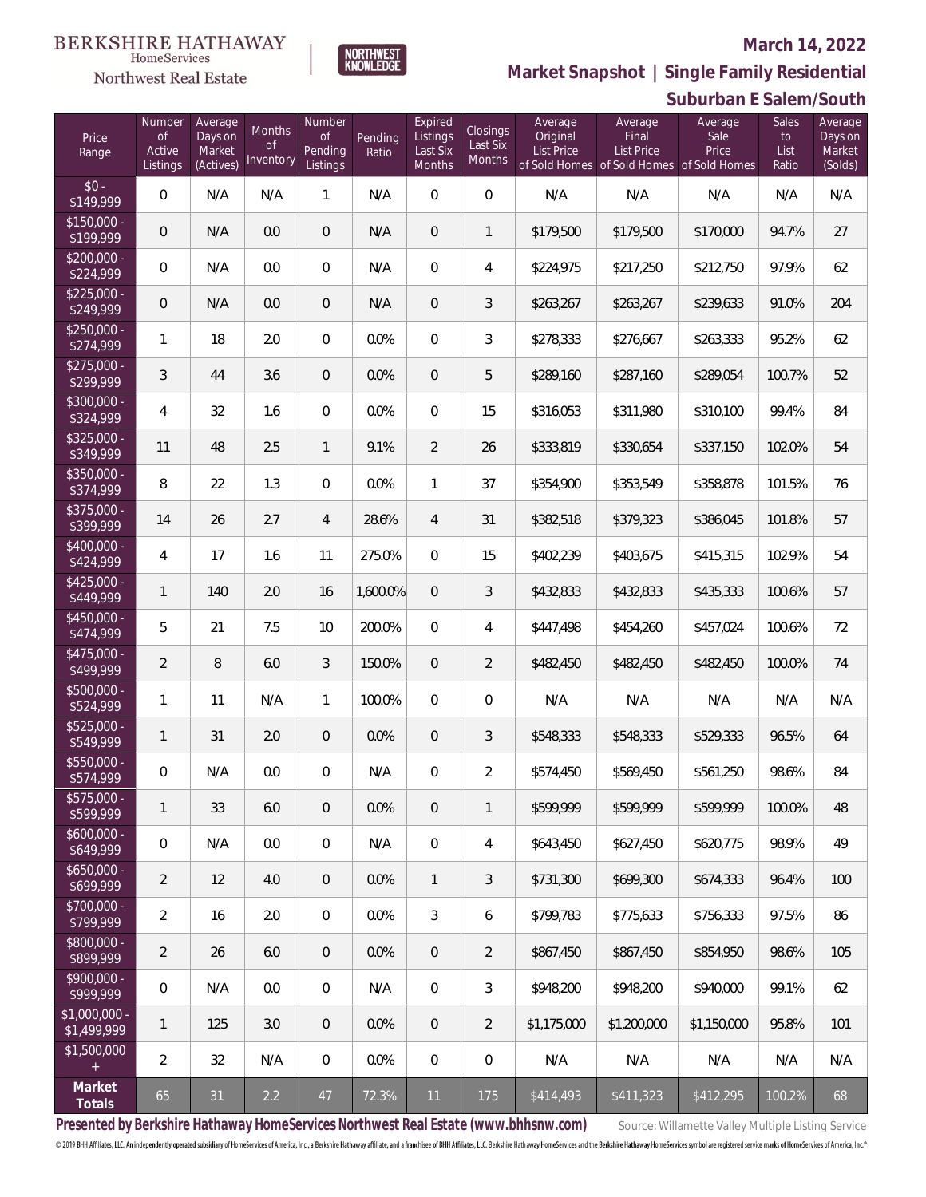BERKSHIRE HATHAWAY HomeServices

Northwest Real Estate

NORTHWEST KNOWLEDGE

**March 14, 2022**

## Market Snapshot | Single Family Residential

## Suburban E Salem/South

| Price Range | Number of Active Listings | Average Days on Market (Actives) | Months of Inventory | Number of Pending Listings | Pending Ratio | Expired Listings Last Six Months | Closings Last Six Months | Average Original List Price of Sold Homes | Average Final List Price of Sold Homes | Average Sale Price of Sold Homes | Sales to List Ratio | Average Days on Market (Solds) |
|---|---|---|---|---|---|---|---|---|---|---|---|---|
| $0 - $149,999 | 0 | N/A | N/A | 1 | N/A | 0 | 0 | N/A | N/A | N/A | N/A | N/A |
| $150,000 - $199,999 | 0 | N/A | 0.0 | 0 | N/A | 0 | 1 | $179,500 | $179,500 | $170,000 | 94.7% | 27 |
| $200,000 - $224,999 | 0 | N/A | 0.0 | 0 | N/A | 0 | 4 | $224,975 | $217,250 | $212,750 | 97.9% | 62 |
| $225,000 - $249,999 | 0 | N/A | 0.0 | 0 | N/A | 0 | 3 | $263,267 | $263,267 | $239,633 | 91.0% | 204 |
| $250,000 - $274,999 | 1 | 18 | 2.0 | 0 | 0.0% | 0 | 3 | $278,333 | $276,667 | $263,333 | 95.2% | 62 |
| $275,000 - $299,999 | 3 | 44 | 3.6 | 0 | 0.0% | 0 | 5 | $289,160 | $287,160 | $289,054 | 100.7% | 52 |
| $300,000 - $324,999 | 4 | 32 | 1.6 | 0 | 0.0% | 0 | 15 | $316,053 | $311,980 | $310,100 | 99.4% | 84 |
| $325,000 - $349,999 | 11 | 48 | 2.5 | 1 | 9.1% | 2 | 26 | $333,819 | $330,654 | $337,150 | 102.0% | 54 |
| $350,000 - $374,999 | 8 | 22 | 1.3 | 0 | 0.0% | 1 | 37 | $354,900 | $353,549 | $358,878 | 101.5% | 76 |
| $375,000 - $399,999 | 14 | 26 | 2.7 | 4 | 28.6% | 4 | 31 | $382,518 | $379,323 | $386,045 | 101.8% | 57 |
| $400,000 - $424,999 | 4 | 17 | 1.6 | 11 | 275.0% | 0 | 15 | $402,239 | $403,675 | $415,315 | 102.9% | 54 |
| $425,000 - $449,999 | 1 | 140 | 2.0 | 16 | 1,600.0% | 0 | 3 | $432,833 | $432,833 | $435,333 | 100.6% | 57 |
| $450,000 - $474,999 | 5 | 21 | 7.5 | 10 | 200.0% | 0 | 4 | $447,498 | $454,260 | $457,024 | 100.6% | 72 |
| $475,000 - $499,999 | 2 | 8 | 6.0 | 3 | 150.0% | 0 | 2 | $482,450 | $482,450 | $482,450 | 100.0% | 74 |
| $500,000 - $524,999 | 1 | 11 | N/A | 1 | 100.0% | 0 | 0 | N/A | N/A | N/A | N/A | N/A |
| $525,000 - $549,999 | 1 | 31 | 2.0 | 0 | 0.0% | 0 | 3 | $548,333 | $548,333 | $529,333 | 96.5% | 64 |
| $550,000 - $574,999 | 0 | N/A | 0.0 | 0 | N/A | 0 | 2 | $574,450 | $569,450 | $561,250 | 98.6% | 84 |
| $575,000 - $599,999 | 1 | 33 | 6.0 | 0 | 0.0% | 0 | 1 | $599,999 | $599,999 | $599,999 | 100.0% | 48 |
| $600,000 - $649,999 | 0 | N/A | 0.0 | 0 | N/A | 0 | 4 | $643,450 | $627,450 | $620,775 | 98.9% | 49 |
| $650,000 - $699,999 | 2 | 12 | 4.0 | 0 | 0.0% | 1 | 3 | $731,300 | $699,300 | $674,333 | 96.4% | 100 |
| $700,000 - $799,999 | 2 | 16 | 2.0 | 0 | 0.0% | 3 | 6 | $799,783 | $775,633 | $756,333 | 97.5% | 86 |
| $800,000 - $899,999 | 2 | 26 | 6.0 | 0 | 0.0% | 0 | 2 | $867,450 | $867,450 | $854,950 | 98.6% | 105 |
| $900,000 - $999,999 | 0 | N/A | 0.0 | 0 | N/A | 0 | 3 | $948,200 | $948,200 | $940,000 | 99.1% | 62 |
| $1,000,000 - $1,499,999 | 1 | 125 | 3.0 | 0 | 0.0% | 0 | 2 | $1,175,000 | $1,200,000 | $1,150,000 | 95.8% | 101 |
| $1,500,000 + | 2 | 32 | N/A | 0 | 0.0% | 0 | 0 | N/A | N/A | N/A | N/A | N/A |
| **Market Totals** | 65 | 31 | 2.2 | 47 | 72.3% | 11 | 175 | $414,493 | $411,323 | $412,295 | 100.2% | 68 |

**Presented by Berkshire Hathaway HomeServices Northwest Real Estate (www.bhhsnw.com)**

Source: Willamette Valley Multiple Listing Service

© 2019 BHH Affiliates, LLC. An independently operated subsidiary of HomeServices of America, Inc., a Berkshire Hathaway affiliate, and a franchisee of BHH Affiliates, LLC. Berkshire Hathaway HomeServices and the Berkshire Hathaway HomeServices symbol are registered service marks of HomeServices of America, Inc.®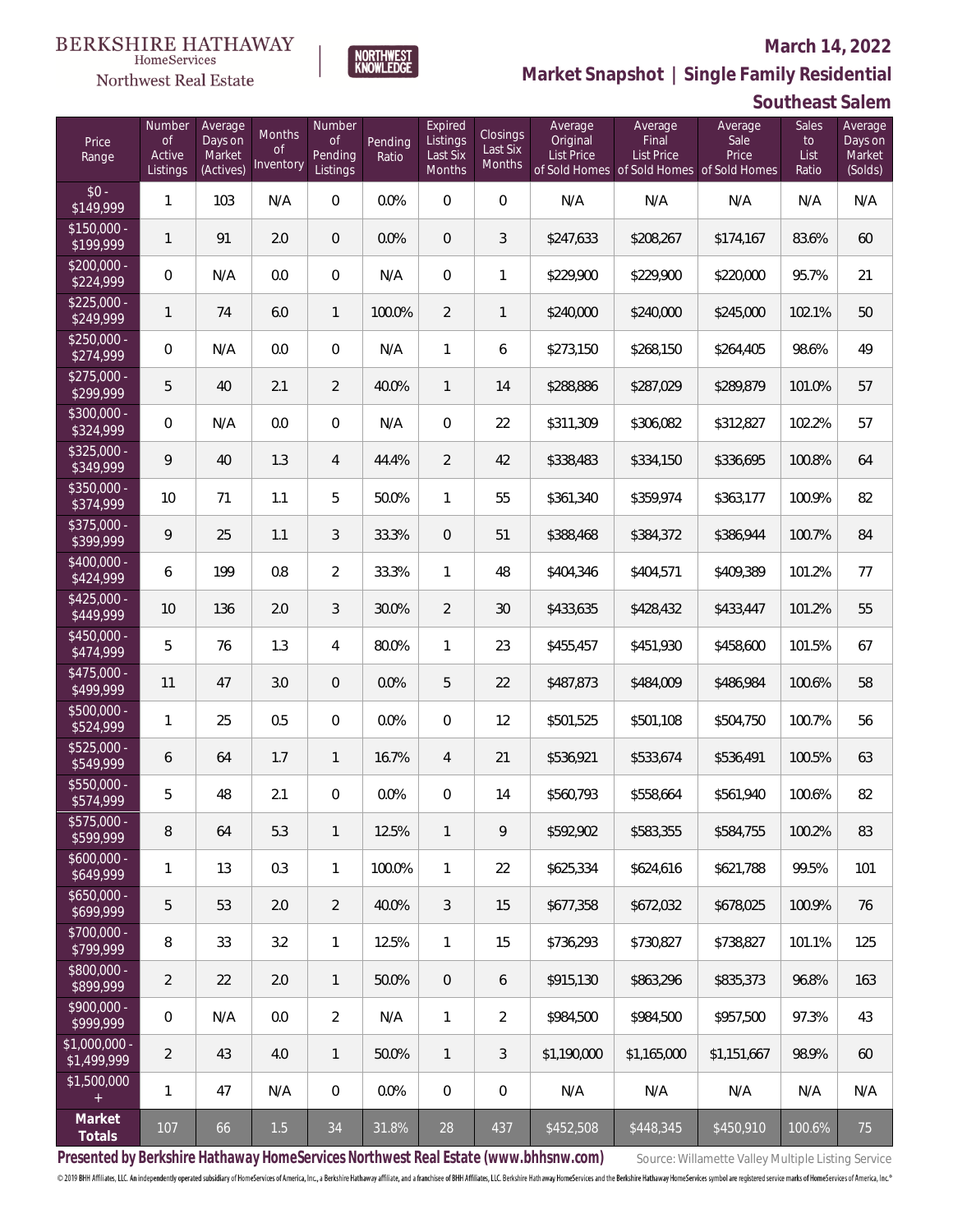BERKSHIRE HATHAWAY HomeServices Northwest Real Estate

NORTHWEST KNOWLEDGE

**March 14, 2022**

## Market Snapshot | Single Family Residential

## Southeast Salem

| Price Range | Number of Active Listings | Average Days on Market (Actives) | Months of Inventory | Number of Pending Listings | Pending Ratio | Expired Listings Last Six Months | Closings Last Six Months | Average Original List Price of Sold Homes | Average Final List Price of Sold Homes | Average Sale Price of Sold Homes | Sales to List Ratio | Average Days on Market (Solds) |
|---|---|---|---|---|---|---|---|---|---|---|---|---|
| $0 - $149,999 | 1 | 103 | N/A | 0 | 0.0% | 0 | 0 | N/A | N/A | N/A | N/A | N/A |
| $150,000 - $199,999 | 1 | 91 | 2.0 | 0 | 0.0% | 0 | 3 | $247,633 | $208,267 | $174,167 | 83.6% | 60 |
| $200,000 - $224,999 | 0 | N/A | 0.0 | 0 | N/A | 0 | 1 | $229,900 | $229,900 | $220,000 | 95.7% | 21 |
| $225,000 - $249,999 | 1 | 74 | 6.0 | 1 | 100.0% | 2 | 1 | $240,000 | $240,000 | $245,000 | 102.1% | 50 |
| $250,000 - $274,999 | 0 | N/A | 0.0 | 0 | N/A | 1 | 6 | $273,150 | $268,150 | $264,405 | 98.6% | 49 |
| $275,000 - $299,999 | 5 | 40 | 2.1 | 2 | 40.0% | 1 | 14 | $288,886 | $287,029 | $289,879 | 101.0% | 57 |
| $300,000 - $324,999 | 0 | N/A | 0.0 | 0 | N/A | 0 | 22 | $311,309 | $306,082 | $312,827 | 102.2% | 57 |
| $325,000 - $349,999 | 9 | 40 | 1.3 | 4 | 44.4% | 2 | 42 | $338,483 | $334,150 | $336,695 | 100.8% | 64 |
| $350,000 - $374,999 | 10 | 71 | 1.1 | 5 | 50.0% | 1 | 55 | $361,340 | $359,974 | $363,177 | 100.9% | 82 |
| $375,000 - $399,999 | 9 | 25 | 1.1 | 3 | 33.3% | 0 | 51 | $388,468 | $384,372 | $386,944 | 100.7% | 84 |
| $400,000 - $424,999 | 6 | 199 | 0.8 | 2 | 33.3% | 1 | 48 | $404,346 | $404,571 | $409,389 | 101.2% | 77 |
| $425,000 - $449,999 | 10 | 136 | 2.0 | 3 | 30.0% | 2 | 30 | $433,635 | $428,432 | $433,447 | 101.2% | 55 |
| $450,000 - $474,999 | 5 | 76 | 1.3 | 4 | 80.0% | 1 | 23 | $455,457 | $451,930 | $458,600 | 101.5% | 67 |
| $475,000 - $499,999 | 11 | 47 | 3.0 | 0 | 0.0% | 5 | 22 | $487,873 | $484,009 | $486,984 | 100.6% | 58 |
| $500,000 - $524,999 | 1 | 25 | 0.5 | 0 | 0.0% | 0 | 12 | $501,525 | $501,108 | $504,750 | 100.7% | 56 |
| $525,000 - $549,999 | 6 | 64 | 1.7 | 1 | 16.7% | 4 | 21 | $536,921 | $533,674 | $536,491 | 100.5% | 63 |
| $550,000 - $574,999 | 5 | 48 | 2.1 | 0 | 0.0% | 0 | 14 | $560,793 | $558,664 | $561,940 | 100.6% | 82 |
| $575,000 - $599,999 | 8 | 64 | 5.3 | 1 | 12.5% | 1 | 9 | $592,902 | $583,355 | $584,755 | 100.2% | 83 |
| $600,000 - $649,999 | 1 | 13 | 0.3 | 1 | 100.0% | 1 | 22 | $625,334 | $624,616 | $621,788 | 99.5% | 101 |
| $650,000 - $699,999 | 5 | 53 | 2.0 | 2 | 40.0% | 3 | 15 | $677,358 | $672,032 | $678,025 | 100.9% | 76 |
| $700,000 - $799,999 | 8 | 33 | 3.2 | 1 | 12.5% | 1 | 15 | $736,293 | $730,827 | $738,827 | 101.1% | 125 |
| $800,000 - $899,999 | 2 | 22 | 2.0 | 1 | 50.0% | 0 | 6 | $915,130 | $863,296 | $835,373 | 96.8% | 163 |
| $900,000 - $999,999 | 0 | N/A | 0.0 | 2 | N/A | 1 | 2 | $984,500 | $984,500 | $957,500 | 97.3% | 43 |
| $1,000,000 - $1,499,999 | 2 | 43 | 4.0 | 1 | 50.0% | 1 | 3 | $1,190,000 | $1,165,000 | $1,151,667 | 98.9% | 60 |
| $1,500,000 + | 1 | 47 | N/A | 0 | 0.0% | 0 | 0 | N/A | N/A | N/A | N/A | N/A |
| **Market Totals** | 107 | 66 | 1.5 | 34 | 31.8% | 28 | 437 | $452,508 | $448,345 | $450,910 | 100.6% | 75 |

**Presented by Berkshire Hathaway HomeServices Northwest Real Estate (www.bhhsnw.com)**

Source: Willamette Valley Multiple Listing Service

© 2019 BHH Affiliates, LLC. An independently operated subsidiary of HomeServices of America, Inc., a Berkshire Hathaway affiliate, and a franchisee of BHH Affiliates, LLC. Berkshire Hathaway HomeServices and the Berkshire Hathaway HomeServices symbol are registered service marks of HomeServices of America, Inc.®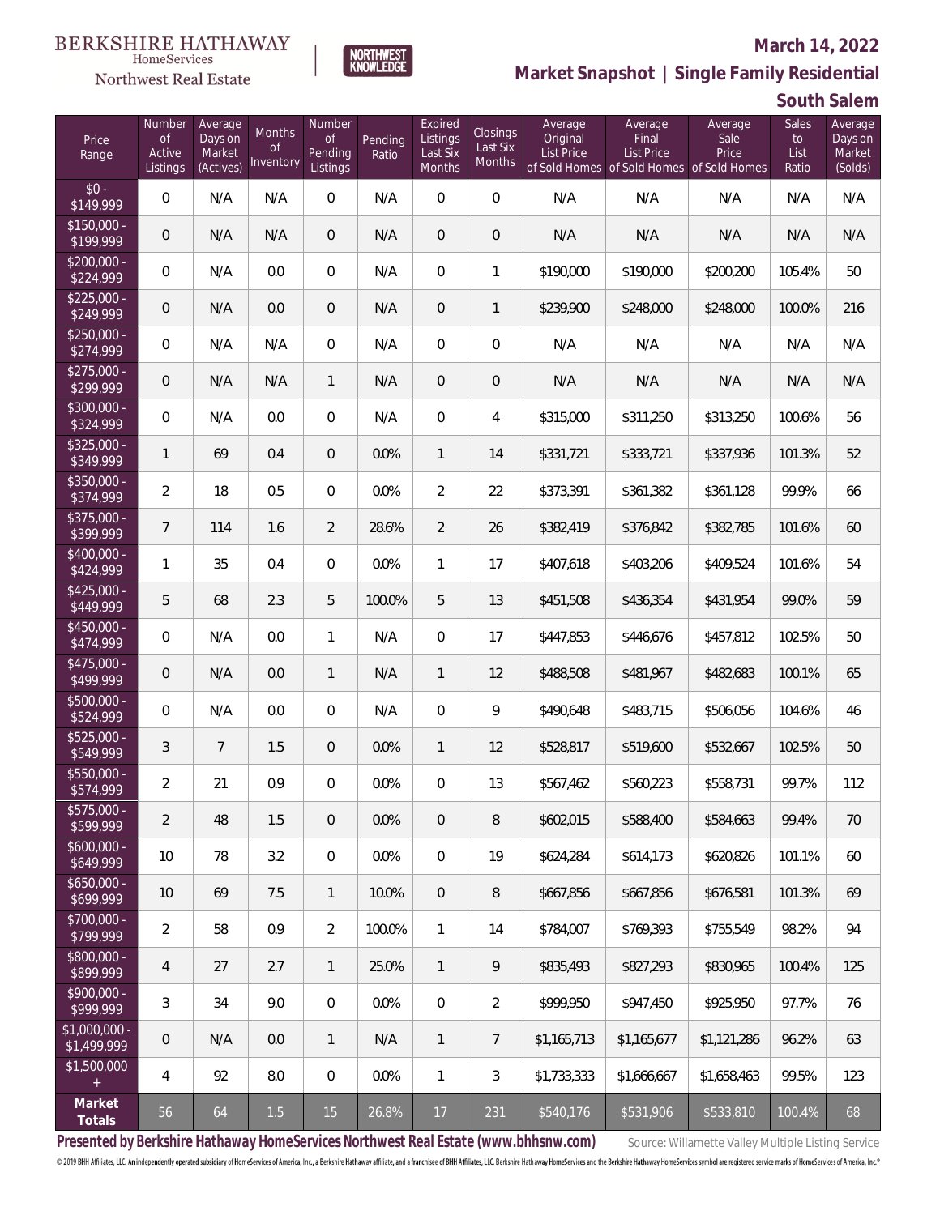BERKSHIRE HATHAWAY HomeServices

Northwest Real Estate

NORTHWEST KNOWLEDGE

## March 14, 2022

## Market Snapshot | Single Family Residential

## South Salem

| Price Range | Number of Active Listings | Average Days on Market (Actives) | Months of Inventory | Number of Pending Listings | Pending Ratio | Expired Listings Last Six Months | Closings Last Six Months | Average Original List Price of Sold Homes | Average Final List Price of Sold Homes | Average Sale Price of Sold Homes | Sales to List Ratio | Average Days on Market (Solds) |
|---|---|---|---|---|---|---|---|---|---|---|---|---|
| $0 - $149,999 | 0 | N/A | N/A | 0 | N/A | 0 | 0 | N/A | N/A | N/A | N/A | N/A |
| $150,000 - $199,999 | 0 | N/A | N/A | 0 | N/A | 0 | 0 | N/A | N/A | N/A | N/A | N/A |
| $200,000 - $224,999 | 0 | N/A | 0.0 | 0 | N/A | 0 | 1 | $190,000 | $190,000 | $200,200 | 105.4% | 50 |
| $225,000 - $249,999 | 0 | N/A | 0.0 | 0 | N/A | 0 | 1 | $239,900 | $248,000 | $248,000 | 100.0% | 216 |
| $250,000 - $274,999 | 0 | N/A | N/A | 0 | N/A | 0 | 0 | N/A | N/A | N/A | N/A | N/A |
| $275,000 - $299,999 | 0 | N/A | N/A | 1 | N/A | 0 | 0 | N/A | N/A | N/A | N/A | N/A |
| $300,000 - $324,999 | 0 | N/A | 0.0 | 0 | N/A | 0 | 4 | $315,000 | $311,250 | $313,250 | 100.6% | 56 |
| $325,000 - $349,999 | 1 | 69 | 0.4 | 0 | 0.0% | 1 | 14 | $331,721 | $333,721 | $337,936 | 101.3% | 52 |
| $350,000 - $374,999 | 2 | 18 | 0.5 | 0 | 0.0% | 2 | 22 | $373,391 | $361,382 | $361,128 | 99.9% | 66 |
| $375,000 - $399,999 | 7 | 114 | 1.6 | 2 | 28.6% | 2 | 26 | $382,419 | $376,842 | $382,785 | 101.6% | 60 |
| $400,000 - $424,999 | 1 | 35 | 0.4 | 0 | 0.0% | 1 | 17 | $407,618 | $403,206 | $409,524 | 101.6% | 54 |
| $425,000 - $449,999 | 5 | 68 | 2.3 | 5 | 100.0% | 5 | 13 | $451,508 | $436,354 | $431,954 | 99.0% | 59 |
| $450,000 - $474,999 | 0 | N/A | 0.0 | 1 | N/A | 0 | 17 | $447,853 | $446,676 | $457,812 | 102.5% | 50 |
| $475,000 - $499,999 | 0 | N/A | 0.0 | 1 | N/A | 1 | 12 | $488,508 | $481,967 | $482,683 | 100.1% | 65 |
| $500,000 - $524,999 | 0 | N/A | 0.0 | 0 | N/A | 0 | 9 | $490,648 | $483,715 | $506,056 | 104.6% | 46 |
| $525,000 - $549,999 | 3 | 7 | 1.5 | 0 | 0.0% | 1 | 12 | $528,817 | $519,600 | $532,667 | 102.5% | 50 |
| $550,000 - $574,999 | 2 | 21 | 0.9 | 0 | 0.0% | 0 | 13 | $567,462 | $560,223 | $558,731 | 99.7% | 112 |
| $575,000 - $599,999 | 2 | 48 | 1.5 | 0 | 0.0% | 0 | 8 | $602,015 | $588,400 | $584,663 | 99.4% | 70 |
| $600,000 - $649,999 | 10 | 78 | 3.2 | 0 | 0.0% | 0 | 19 | $624,284 | $614,173 | $620,826 | 101.1% | 60 |
| $650,000 - $699,999 | 10 | 69 | 7.5 | 1 | 10.0% | 0 | 8 | $667,856 | $667,856 | $676,581 | 101.3% | 69 |
| $700,000 - $799,999 | 2 | 58 | 0.9 | 2 | 100.0% | 1 | 14 | $784,007 | $769,393 | $755,549 | 98.2% | 94 |
| $800,000 - $899,999 | 4 | 27 | 2.7 | 1 | 25.0% | 1 | 9 | $835,493 | $827,293 | $830,965 | 100.4% | 125 |
| $900,000 - $999,999 | 3 | 34 | 9.0 | 0 | 0.0% | 0 | 2 | $999,950 | $947,450 | $925,950 | 97.7% | 76 |
| $1,000,000 - $1,499,999 | 0 | N/A | 0.0 | 1 | N/A | 1 | 7 | $1,165,713 | $1,165,677 | $1,121,286 | 96.2% | 63 |
| $1,500,000 + | 4 | 92 | 8.0 | 0 | 0.0% | 1 | 3 | $1,733,333 | $1,666,667 | $1,658,463 | 99.5% | 123 |
| **Market Totals** | 56 | 64 | 1.5 | 15 | 26.8% | 17 | 231 | $540,176 | $531,906 | $533,810 | 100.4% | 68 |

**Presented by Berkshire Hathaway HomeServices Northwest Real Estate (www.bhhsnw.com)**

Source: Willamette Valley Multiple Listing Service

© 2019 BHH Affiliates, LLC. An independently operated subsidiary of HomeServices of America, Inc., a Berkshire Hathaway affiliate, and a franchisee of BHH Affiliates, LLC. Berkshire Hathaway HomeServices and the Berkshire Hathaway HomeServices symbol are registered service marks of HomeServices of America, Inc.®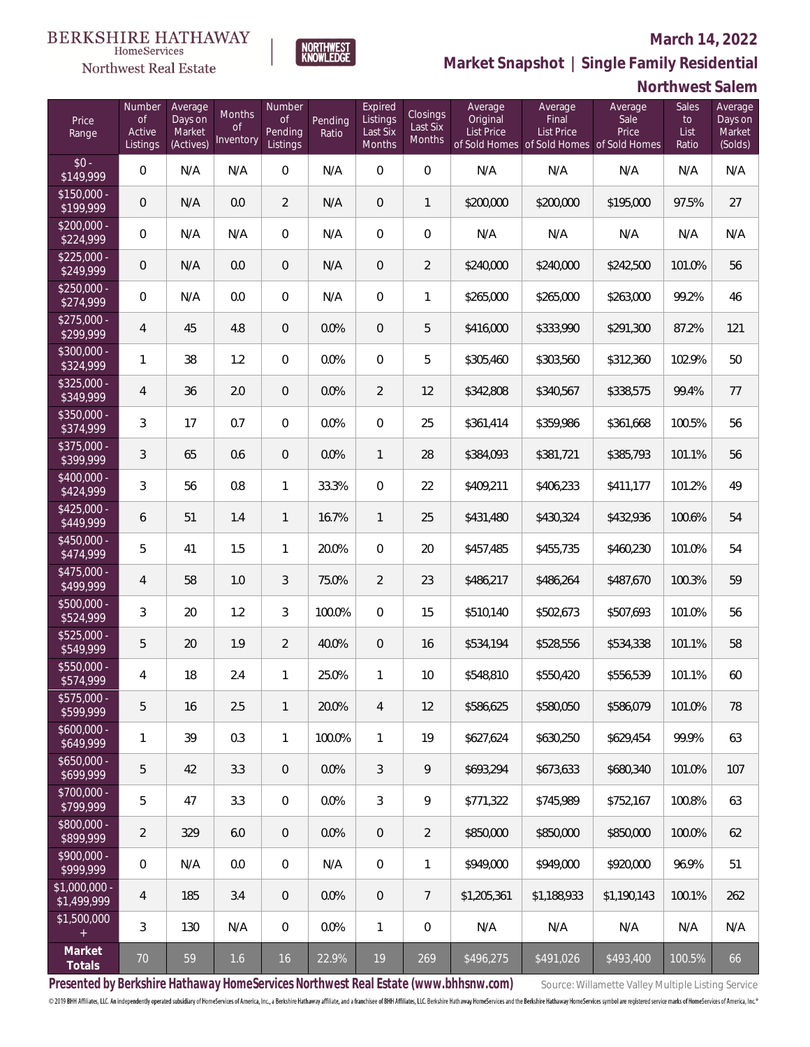BERKSHIRE HATHAWAY HomeServices Northwest Real Estate

NORTHWEST KNOWLEDGE

# March 14, 2022

## Market Snapshot | Single Family Residential

## Northwest Salem

| Price Range | Number of Active Listings | Average Days on Market (Actives) | Months of Inventory | Number of Pending Listings | Pending Ratio | Expired Listings Last Six Months | Closings Last Six Months | Average Original List Price of Sold Homes | Average Final List Price of Sold Homes | Average Sale Price of Sold Homes | Sales to List Ratio | Average Days on Market (Solds) |
|---|---|---|---|---|---|---|---|---|---|---|---|---|
| $0 - $149,999 | 0 | N/A | N/A | 0 | N/A | 0 | 0 | N/A | N/A | N/A | N/A | N/A |
| $150,000 - $199,999 | 0 | N/A | 0.0 | 2 | N/A | 0 | 1 | $200,000 | $200,000 | $195,000 | 97.5% | 27 |
| $200,000 - $224,999 | 0 | N/A | N/A | 0 | N/A | 0 | 0 | N/A | N/A | N/A | N/A | N/A |
| $225,000 - $249,999 | 0 | N/A | 0.0 | 0 | N/A | 0 | 2 | $240,000 | $240,000 | $242,500 | 101.0% | 56 |
| $250,000 - $274,999 | 0 | N/A | 0.0 | 0 | N/A | 0 | 1 | $265,000 | $265,000 | $263,000 | 99.2% | 46 |
| $275,000 - $299,999 | 4 | 45 | 4.8 | 0 | 0.0% | 0 | 5 | $416,000 | $333,990 | $291,300 | 87.2% | 121 |
| $300,000 - $324,999 | 1 | 38 | 1.2 | 0 | 0.0% | 0 | 5 | $305,460 | $303,560 | $312,360 | 102.9% | 50 |
| $325,000 - $349,999 | 4 | 36 | 2.0 | 0 | 0.0% | 2 | 12 | $342,808 | $340,567 | $338,575 | 99.4% | 77 |
| $350,000 - $374,999 | 3 | 17 | 0.7 | 0 | 0.0% | 0 | 25 | $361,414 | $359,986 | $361,668 | 100.5% | 56 |
| $375,000 - $399,999 | 3 | 65 | 0.6 | 0 | 0.0% | 1 | 28 | $384,093 | $381,721 | $385,793 | 101.1% | 56 |
| $400,000 - $424,999 | 3 | 56 | 0.8 | 1 | 33.3% | 0 | 22 | $409,211 | $406,233 | $411,177 | 101.2% | 49 |
| $425,000 - $449,999 | 6 | 51 | 1.4 | 1 | 16.7% | 1 | 25 | $431,480 | $430,324 | $432,936 | 100.6% | 54 |
| $450,000 - $474,999 | 5 | 41 | 1.5 | 1 | 20.0% | 0 | 20 | $457,485 | $455,735 | $460,230 | 101.0% | 54 |
| $475,000 - $499,999 | 4 | 58 | 1.0 | 3 | 75.0% | 2 | 23 | $486,217 | $486,264 | $487,670 | 100.3% | 59 |
| $500,000 - $524,999 | 3 | 20 | 1.2 | 3 | 100.0% | 0 | 15 | $510,140 | $502,673 | $507,693 | 101.0% | 56 |
| $525,000 - $549,999 | 5 | 20 | 1.9 | 2 | 40.0% | 0 | 16 | $534,194 | $528,556 | $534,338 | 101.1% | 58 |
| $550,000 - $574,999 | 4 | 18 | 2.4 | 1 | 25.0% | 1 | 10 | $548,810 | $550,420 | $556,539 | 101.1% | 60 |
| $575,000 - $599,999 | 5 | 16 | 2.5 | 1 | 20.0% | 4 | 12 | $586,625 | $580,050 | $586,079 | 101.0% | 78 |
| $600,000 - $649,999 | 1 | 39 | 0.3 | 1 | 100.0% | 1 | 19 | $627,624 | $630,250 | $629,454 | 99.9% | 63 |
| $650,000 - $699,999 | 5 | 42 | 3.3 | 0 | 0.0% | 3 | 9 | $693,294 | $673,633 | $680,340 | 101.0% | 107 |
| $700,000 - $799,999 | 5 | 47 | 3.3 | 0 | 0.0% | 3 | 9 | $771,322 | $745,989 | $752,167 | 100.8% | 63 |
| $800,000 - $899,999 | 2 | 329 | 6.0 | 0 | 0.0% | 0 | 2 | $850,000 | $850,000 | $850,000 | 100.0% | 62 |
| $900,000 - $999,999 | 0 | N/A | 0.0 | 0 | N/A | 0 | 1 | $949,000 | $949,000 | $920,000 | 96.9% | 51 |
| $1,000,000 - $1,499,999 | 4 | 185 | 3.4 | 0 | 0.0% | 0 | 7 | $1,205,361 | $1,188,933 | $1,190,143 | 100.1% | 262 |
| $1,500,000 + | 3 | 130 | N/A | 0 | 0.0% | 1 | 0 | N/A | N/A | N/A | N/A | N/A |
| **Market Totals** | 70 | 59 | 1.6 | 16 | 22.9% | 19 | 269 | $496,275 | $491,026 | $493,400 | 100.5% | 66 |

**Presented by Berkshire Hathaway HomeServices Northwest Real Estate (www.bhhsnw.com)**

Source: Willamette Valley Multiple Listing Service

© 2019 BHH Affiliates, LLC. An independently operated subsidiary of HomeServices of America, Inc., a Berkshire Hathaway affiliate, and a franchisee of BHH Affiliates, LLC. Berkshire Hathaway HomeServices and the Berkshire Hathaway HomeServices symbol are registered service marks of HomeServices of America, Inc.®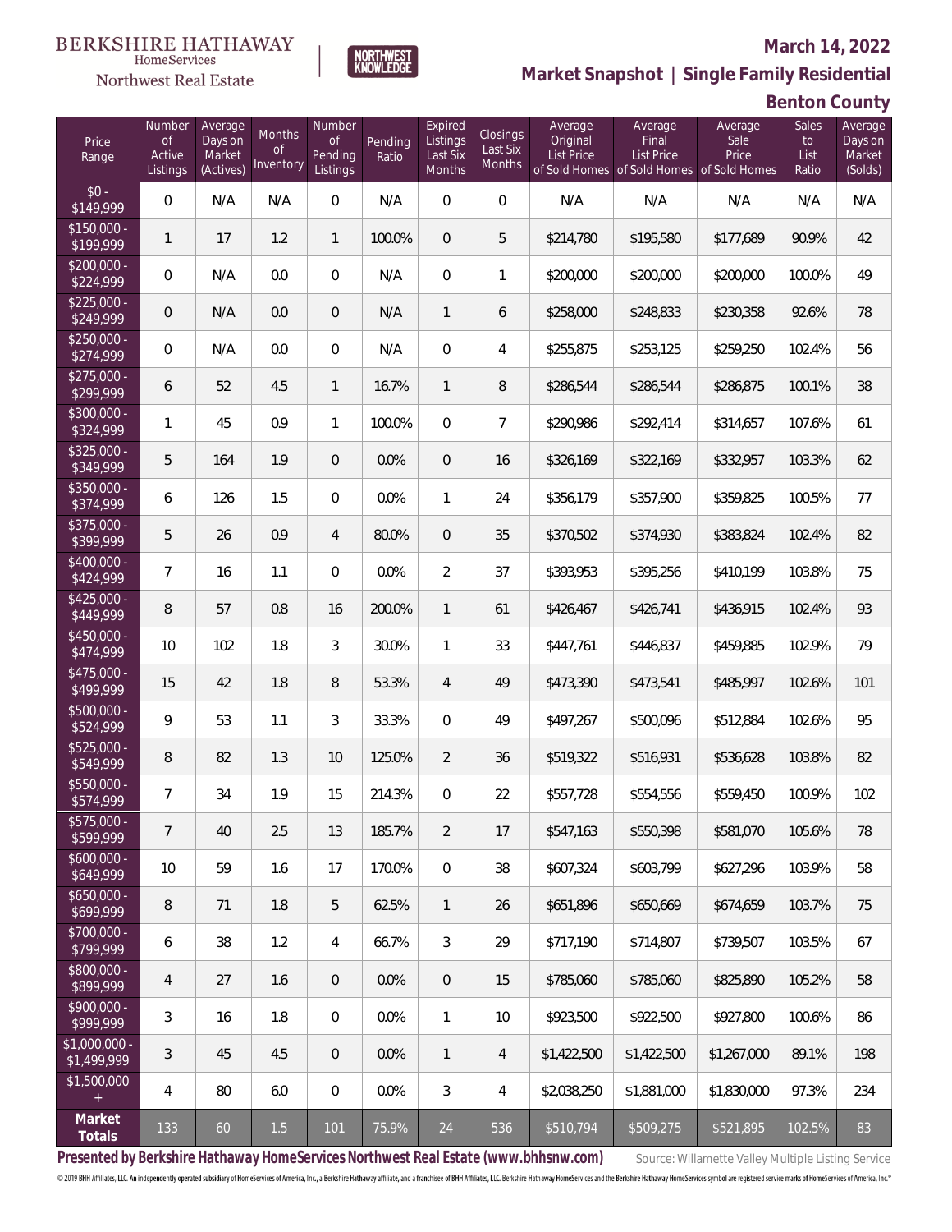BERKSHIRE HATHAWAY HomeServices Northwest Real Estate

NORTHWEST KNOWLEDGE

## March 14, 2022

## Market Snapshot | Single Family Residential

## Benton County

| Price Range | Number of Active Listings | Average Days on Market (Actives) | Months of Inventory | Number of Pending Listings | Pending Ratio | Expired Listings Last Six Months | Closings Last Six Months | Average Original List Price of Sold Homes | Average Final List Price of Sold Homes | Average Sale Price of Sold Homes | Sales to List Ratio | Average Days on Market (Solds) |
|---|---|---|---|---|---|---|---|---|---|---|---|---|
| $0 - $149,999 | 0 | N/A | N/A | 0 | N/A | 0 | 0 | N/A | N/A | N/A | N/A | N/A |
| $150,000 - $199,999 | 1 | 17 | 1.2 | 1 | 100.0% | 0 | 5 | $214,780 | $195,580 | $177,689 | 90.9% | 42 |
| $200,000 - $224,999 | 0 | N/A | 0.0 | 0 | N/A | 0 | 1 | $200,000 | $200,000 | $200,000 | 100.0% | 49 |
| $225,000 - $249,999 | 0 | N/A | 0.0 | 0 | N/A | 1 | 6 | $258,000 | $248,833 | $230,358 | 92.6% | 78 |
| $250,000 - $274,999 | 0 | N/A | 0.0 | 0 | N/A | 0 | 4 | $255,875 | $253,125 | $259,250 | 102.4% | 56 |
| $275,000 - $299,999 | 6 | 52 | 4.5 | 1 | 16.7% | 1 | 8 | $286,544 | $286,544 | $286,875 | 100.1% | 38 |
| $300,000 - $324,999 | 1 | 45 | 0.9 | 1 | 100.0% | 0 | 7 | $290,986 | $292,414 | $314,657 | 107.6% | 61 |
| $325,000 - $349,999 | 5 | 164 | 1.9 | 0 | 0.0% | 0 | 16 | $326,169 | $322,169 | $332,957 | 103.3% | 62 |
| $350,000 - $374,999 | 6 | 126 | 1.5 | 0 | 0.0% | 1 | 24 | $356,179 | $357,900 | $359,825 | 100.5% | 77 |
| $375,000 - $399,999 | 5 | 26 | 0.9 | 4 | 80.0% | 0 | 35 | $370,502 | $374,930 | $383,824 | 102.4% | 82 |
| $400,000 - $424,999 | 7 | 16 | 1.1 | 0 | 0.0% | 2 | 37 | $393,953 | $395,256 | $410,199 | 103.8% | 75 |
| $425,000 - $449,999 | 8 | 57 | 0.8 | 16 | 200.0% | 1 | 61 | $426,467 | $426,741 | $436,915 | 102.4% | 93 |
| $450,000 - $474,999 | 10 | 102 | 1.8 | 3 | 30.0% | 1 | 33 | $447,761 | $446,837 | $459,885 | 102.9% | 79 |
| $475,000 - $499,999 | 15 | 42 | 1.8 | 8 | 53.3% | 4 | 49 | $473,390 | $473,541 | $485,997 | 102.6% | 101 |
| $500,000 - $524,999 | 9 | 53 | 1.1 | 3 | 33.3% | 0 | 49 | $497,267 | $500,096 | $512,884 | 102.6% | 95 |
| $525,000 - $549,999 | 8 | 82 | 1.3 | 10 | 125.0% | 2 | 36 | $519,322 | $516,931 | $536,628 | 103.8% | 82 |
| $550,000 - $574,999 | 7 | 34 | 1.9 | 15 | 214.3% | 0 | 22 | $557,728 | $554,556 | $559,450 | 100.9% | 102 |
| $575,000 - $599,999 | 7 | 40 | 2.5 | 13 | 185.7% | 2 | 17 | $547,163 | $550,398 | $581,070 | 105.6% | 78 |
| $600,000 - $649,999 | 10 | 59 | 1.6 | 17 | 170.0% | 0 | 38 | $607,324 | $603,799 | $627,296 | 103.9% | 58 |
| $650,000 - $699,999 | 8 | 71 | 1.8 | 5 | 62.5% | 1 | 26 | $651,896 | $650,669 | $674,659 | 103.7% | 75 |
| $700,000 - $799,999 | 6 | 38 | 1.2 | 4 | 66.7% | 3 | 29 | $717,190 | $714,807 | $739,507 | 103.5% | 67 |
| $800,000 - $899,999 | 4 | 27 | 1.6 | 0 | 0.0% | 0 | 15 | $785,060 | $785,060 | $825,890 | 105.2% | 58 |
| $900,000 - $999,999 | 3 | 16 | 1.8 | 0 | 0.0% | 1 | 10 | $923,500 | $922,500 | $927,800 | 100.6% | 86 |
| $1,000,000 - $1,499,999 | 3 | 45 | 4.5 | 0 | 0.0% | 1 | 4 | $1,422,500 | $1,422,500 | $1,267,000 | 89.1% | 198 |
| $1,500,000 + | 4 | 80 | 6.0 | 0 | 0.0% | 3 | 4 | $2,038,250 | $1,881,000 | $1,830,000 | 97.3% | 234 |
| **Market Totals** | 133 | 60 | 1.5 | 101 | 75.9% | 24 | 536 | $510,794 | $509,275 | $521,895 | 102.5% | 83 |

**Presented by Berkshire Hathaway HomeServices Northwest Real Estate (www.bhhsnw.com)**

Source: Willamette Valley Multiple Listing Service

© 2019 BHH Affiliates, LLC. An independently operated subsidiary of HomeServices of America, Inc., a Berkshire Hathaway affiliate, and a franchisee of BHH Affiliates, LLC. Berkshire Hathaway HomeServices and the Berkshire Hathaway HomeServices symbol are registered service marks of HomeServices of America, Inc.®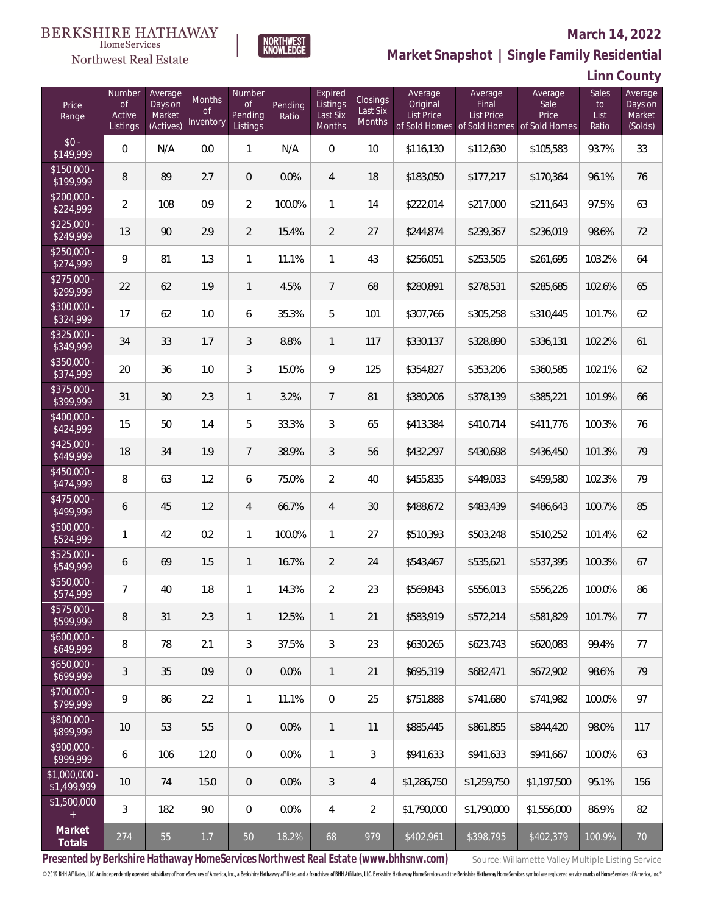BERKSHIRE HATHAWAY HomeServices Northwest Real Estate

NORTHWEST KNOWLEDGE

## March 14, 2022

## Market Snapshot | Single Family Residential

## Linn County

| Price Range | Number of Active Listings | Average Days on Market (Actives) | Months of Inventory | Number of Pending Listings | Pending Ratio | Expired Listings Last Six Months | Closings Last Six Months | Average Original List Price of Sold Homes | Average Final List Price of Sold Homes | Average Sale Price of Sold Homes | Sales to List Ratio | Average Days on Market (Solds) |
|---|---|---|---|---|---|---|---|---|---|---|---|---|
| $0 - $149,999 | 0 | N/A | 0.0 | 1 | N/A | 0 | 10 | $116,130 | $112,630 | $105,583 | 93.7% | 33 |
| $150,000 - $199,999 | 8 | 89 | 2.7 | 0 | 0.0% | 4 | 18 | $183,050 | $177,217 | $170,364 | 96.1% | 76 |
| $200,000 - $224,999 | 2 | 108 | 0.9 | 2 | 100.0% | 1 | 14 | $222,014 | $217,000 | $211,643 | 97.5% | 63 |
| $225,000 - $249,999 | 13 | 90 | 2.9 | 2 | 15.4% | 2 | 27 | $244,874 | $239,367 | $236,019 | 98.6% | 72 |
| $250,000 - $274,999 | 9 | 81 | 1.3 | 1 | 11.1% | 1 | 43 | $256,051 | $253,505 | $261,695 | 103.2% | 64 |
| $275,000 - $299,999 | 22 | 62 | 1.9 | 1 | 4.5% | 7 | 68 | $280,891 | $278,531 | $285,685 | 102.6% | 65 |
| $300,000 - $324,999 | 17 | 62 | 1.0 | 6 | 35.3% | 5 | 101 | $307,766 | $305,258 | $310,445 | 101.7% | 62 |
| $325,000 - $349,999 | 34 | 33 | 1.7 | 3 | 8.8% | 1 | 117 | $330,137 | $328,890 | $336,131 | 102.2% | 61 |
| $350,000 - $374,999 | 20 | 36 | 1.0 | 3 | 15.0% | 9 | 125 | $354,827 | $353,206 | $360,585 | 102.1% | 62 |
| $375,000 - $399,999 | 31 | 30 | 2.3 | 1 | 3.2% | 7 | 81 | $380,206 | $378,139 | $385,221 | 101.9% | 66 |
| $400,000 - $424,999 | 15 | 50 | 1.4 | 5 | 33.3% | 3 | 65 | $413,384 | $410,714 | $411,776 | 100.3% | 76 |
| $425,000 - $449,999 | 18 | 34 | 1.9 | 7 | 38.9% | 3 | 56 | $432,297 | $430,698 | $436,450 | 101.3% | 79 |
| $450,000 - $474,999 | 8 | 63 | 1.2 | 6 | 75.0% | 2 | 40 | $455,835 | $449,033 | $459,580 | 102.3% | 79 |
| $475,000 - $499,999 | 6 | 45 | 1.2 | 4 | 66.7% | 4 | 30 | $488,672 | $483,439 | $486,643 | 100.7% | 85 |
| $500,000 - $524,999 | 1 | 42 | 0.2 | 1 | 100.0% | 1 | 27 | $510,393 | $503,248 | $510,252 | 101.4% | 62 |
| $525,000 - $549,999 | 6 | 69 | 1.5 | 1 | 16.7% | 2 | 24 | $543,467 | $535,621 | $537,395 | 100.3% | 67 |
| $550,000 - $574,999 | 7 | 40 | 1.8 | 1 | 14.3% | 2 | 23 | $569,843 | $556,013 | $556,226 | 100.0% | 86 |
| $575,000 - $599,999 | 8 | 31 | 2.3 | 1 | 12.5% | 1 | 21 | $583,919 | $572,214 | $581,829 | 101.7% | 77 |
| $600,000 - $649,999 | 8 | 78 | 2.1 | 3 | 37.5% | 3 | 23 | $630,265 | $623,743 | $620,083 | 99.4% | 77 |
| $650,000 - $699,999 | 3 | 35 | 0.9 | 0 | 0.0% | 1 | 21 | $695,319 | $682,471 | $672,902 | 98.6% | 79 |
| $700,000 - $799,999 | 9 | 86 | 2.2 | 1 | 11.1% | 0 | 25 | $751,888 | $741,680 | $741,982 | 100.0% | 97 |
| $800,000 - $899,999 | 10 | 53 | 5.5 | 0 | 0.0% | 1 | 11 | $885,445 | $861,855 | $844,420 | 98.0% | 117 |
| $900,000 - $999,999 | 6 | 106 | 12.0 | 0 | 0.0% | 1 | 3 | $941,633 | $941,633 | $941,667 | 100.0% | 63 |
| $1,000,000 - $1,499,999 | 10 | 74 | 15.0 | 0 | 0.0% | 3 | 4 | $1,286,750 | $1,259,750 | $1,197,500 | 95.1% | 156 |
| $1,500,000 + | 3 | 182 | 9.0 | 0 | 0.0% | 4 | 2 | $1,790,000 | $1,790,000 | $1,556,000 | 86.9% | 82 |
| **Market Totals** | 274 | 55 | 1.7 | 50 | 18.2% | 68 | 979 | $402,961 | $398,795 | $402,379 | 100.9% | 70 |

**Presented by Berkshire Hathaway HomeServices Northwest Real Estate (www.bhhsnw.com)**

Source: Willamette Valley Multiple Listing Service

© 2019 BHH Affiliates, LLC. An independently operated subsidiary of HomeServices of America, Inc., a Berkshire Hathaway affiliate, and a franchisee of BHH Affiliates, LLC. Berkshire Hathaway HomeServices and the Berkshire Hathaway HomeServices symbol are registered service marks of HomeServices of America, Inc.®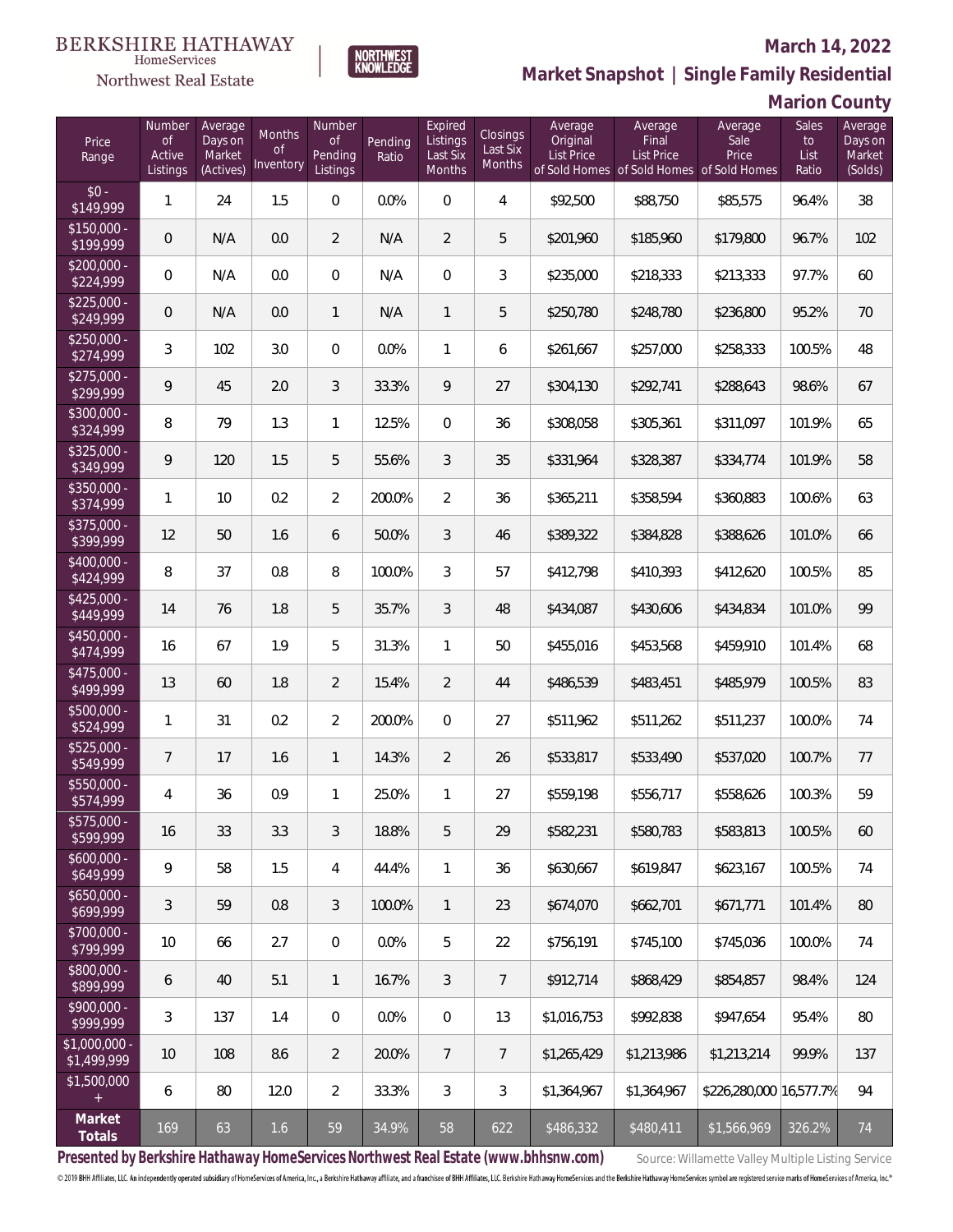BERKSHIRE HATHAWAY HomeServices

Northwest Real Estate

NORTHWEST KNOWLEDGE

**March 14, 2022**

**Market Snapshot | Single Family Residential**

**Marion County**

| Price Range | Number of Active Listings | Average Days on Market (Actives) | Months of Inventory | Number of Pending Listings | Pending Ratio | Expired Listings Last Six Months | Closings Last Six Months | Average Original List Price of Sold Homes | Average Final List Price of Sold Homes | Average Sale Price of Sold Homes | Sales to List Ratio | Average Days on Market (Solds) |
|---|---|---|---|---|---|---|---|---|---|---|---|---|
| $0 - $149,999 | 1 | 24 | 1.5 | 0 | 0.0% | 0 | 4 | $92,500 | $88,750 | $85,575 | 96.4% | 38 |
| $150,000 - $199,999 | 0 | N/A | 0.0 | 2 | N/A | 2 | 5 | $201,960 | $185,960 | $179,800 | 96.7% | 102 |
| $200,000 - $224,999 | 0 | N/A | 0.0 | 0 | N/A | 0 | 3 | $235,000 | $218,333 | $213,333 | 97.7% | 60 |
| $225,000 - $249,999 | 0 | N/A | 0.0 | 1 | N/A | 1 | 5 | $250,780 | $248,780 | $236,800 | 95.2% | 70 |
| $250,000 - $274,999 | 3 | 102 | 3.0 | 0 | 0.0% | 1 | 6 | $261,667 | $257,000 | $258,333 | 100.5% | 48 |
| $275,000 - $299,999 | 9 | 45 | 2.0 | 3 | 33.3% | 9 | 27 | $304,130 | $292,741 | $288,643 | 98.6% | 67 |
| $300,000 - $324,999 | 8 | 79 | 1.3 | 1 | 12.5% | 0 | 36 | $308,058 | $305,361 | $311,097 | 101.9% | 65 |
| $325,000 - $349,999 | 9 | 120 | 1.5 | 5 | 55.6% | 3 | 35 | $331,964 | $328,387 | $334,774 | 101.9% | 58 |
| $350,000 - $374,999 | 1 | 10 | 0.2 | 2 | 200.0% | 2 | 36 | $365,211 | $358,594 | $360,883 | 100.6% | 63 |
| $375,000 - $399,999 | 12 | 50 | 1.6 | 6 | 50.0% | 3 | 46 | $389,322 | $384,828 | $388,626 | 101.0% | 66 |
| $400,000 - $424,999 | 8 | 37 | 0.8 | 8 | 100.0% | 3 | 57 | $412,798 | $410,393 | $412,620 | 100.5% | 85 |
| $425,000 - $449,999 | 14 | 76 | 1.8 | 5 | 35.7% | 3 | 48 | $434,087 | $430,606 | $434,834 | 101.0% | 99 |
| $450,000 - $474,999 | 16 | 67 | 1.9 | 5 | 31.3% | 1 | 50 | $455,016 | $453,568 | $459,910 | 101.4% | 68 |
| $475,000 - $499,999 | 13 | 60 | 1.8 | 2 | 15.4% | 2 | 44 | $486,539 | $483,451 | $485,979 | 100.5% | 83 |
| $500,000 - $524,999 | 1 | 31 | 0.2 | 2 | 200.0% | 0 | 27 | $511,962 | $511,262 | $511,237 | 100.0% | 74 |
| $525,000 - $549,999 | 7 | 17 | 1.6 | 1 | 14.3% | 2 | 26 | $533,817 | $533,490 | $537,020 | 100.7% | 77 |
| $550,000 - $574,999 | 4 | 36 | 0.9 | 1 | 25.0% | 1 | 27 | $559,198 | $556,717 | $558,626 | 100.3% | 59 |
| $575,000 - $599,999 | 16 | 33 | 3.3 | 3 | 18.8% | 5 | 29 | $582,231 | $580,783 | $583,813 | 100.5% | 60 |
| $600,000 - $649,999 | 9 | 58 | 1.5 | 4 | 44.4% | 1 | 36 | $630,667 | $619,847 | $623,167 | 100.5% | 74 |
| $650,000 - $699,999 | 3 | 59 | 0.8 | 3 | 100.0% | 1 | 23 | $674,070 | $662,701 | $671,771 | 101.4% | 80 |
| $700,000 - $799,999 | 10 | 66 | 2.7 | 0 | 0.0% | 5 | 22 | $756,191 | $745,100 | $745,036 | 100.0% | 74 |
| $800,000 - $899,999 | 6 | 40 | 5.1 | 1 | 16.7% | 3 | 7 | $912,714 | $868,429 | $854,857 | 98.4% | 124 |
| $900,000 - $999,999 | 3 | 137 | 1.4 | 0 | 0.0% | 0 | 13 | $1,016,753 | $992,838 | $947,654 | 95.4% | 80 |
| $1,000,000 - $1,499,999 | 10 | 108 | 8.6 | 2 | 20.0% | 7 | 7 | $1,265,429 | $1,213,986 | $1,213,214 | 99.9% | 137 |
| $1,500,000 + | 6 | 80 | 12.0 | 2 | 33.3% | 3 | 3 | $1,364,967 | $1,364,967 | $226,280,000 | 16,577.7% | 94 |
| **Market Totals** | 169 | 63 | 1.6 | 59 | 34.9% | 58 | 622 | $486,332 | $480,411 | $1,566,969 | 326.2% | 74 |

**Presented by Berkshire Hathaway HomeServices Northwest Real Estate (www.bhhsnw.com)**

Source: Willamette Valley Multiple Listing Service

© 2019 BHH Affiliates, LLC. An independently operated subsidiary of HomeServices of America, Inc., a Berkshire Hathaway affiliate, and a franchisee of BHH Affiliates, LLC. Berkshire Hathaway HomeServices and the Berkshire Hathaway HomeServices symbol are registered service marks of HomeServices of America, Inc.®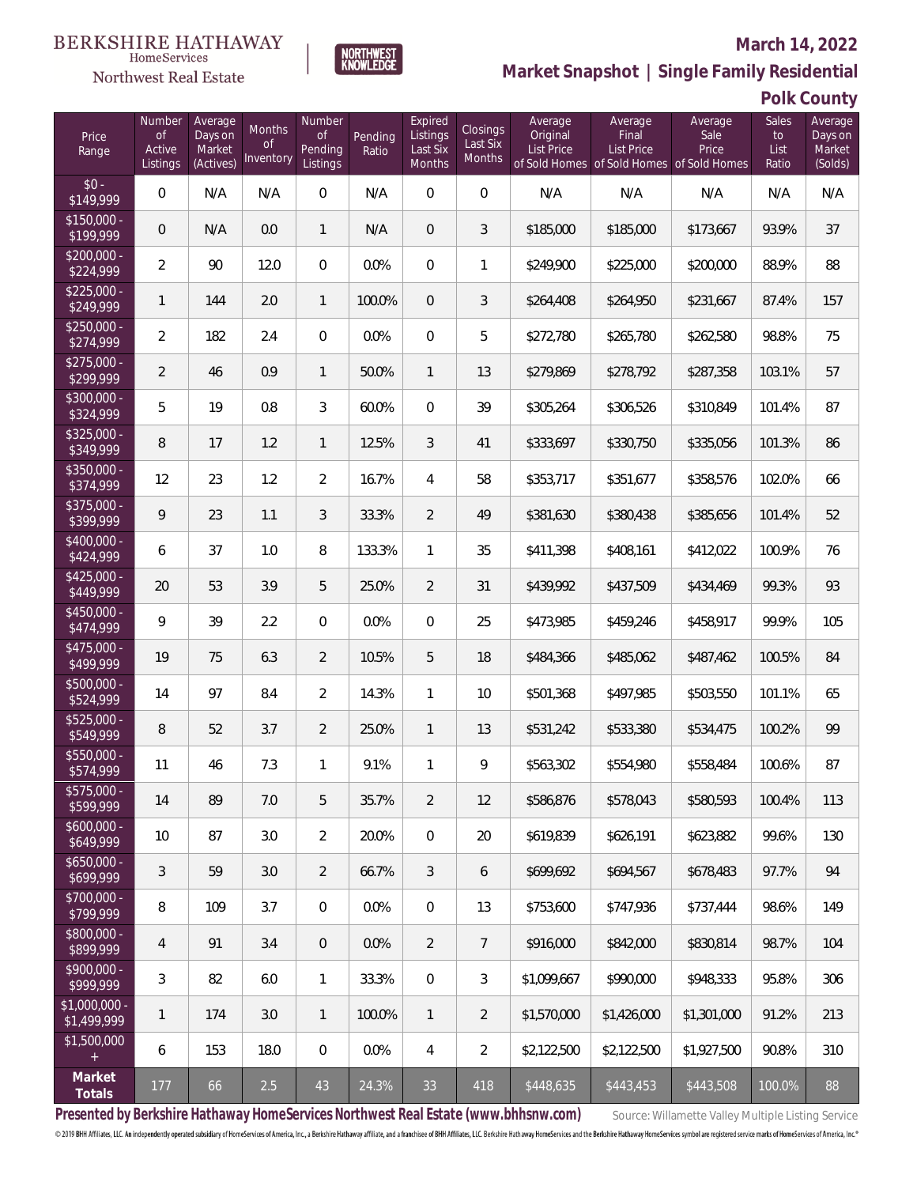BERKSHIRE HATHAWAY HomeServices Northwest Real Estate

NORTHWEST KNOWLEDGE

**March 14, 2022**

## Market Snapshot | Single Family Residential

### Polk County

| Price Range | Number of Active Listings | Average Days on Market (Actives) | Months of Inventory | Number of Pending Listings | Pending Ratio | Expired Listings Last Six Months | Closings Last Six Months | Average Original List Price of Sold Homes | Average Final List Price of Sold Homes | Average Sale Price of Sold Homes | Sales to List Ratio | Average Days on Market (Solds) |
|---|---|---|---|---|---|---|---|---|---|---|---|---|
| $0 - $149,999 | 0 | N/A | N/A | 0 | N/A | 0 | 0 | N/A | N/A | N/A | N/A | N/A |
| $150,000 - $199,999 | 0 | N/A | 0.0 | 1 | N/A | 0 | 3 | $185,000 | $185,000 | $173,667 | 93.9% | 37 |
| $200,000 - $224,999 | 2 | 90 | 12.0 | 0 | 0.0% | 0 | 1 | $249,900 | $225,000 | $200,000 | 88.9% | 88 |
| $225,000 - $249,999 | 1 | 144 | 2.0 | 1 | 100.0% | 0 | 3 | $264,408 | $264,950 | $231,667 | 87.4% | 157 |
| $250,000 - $274,999 | 2 | 182 | 2.4 | 0 | 0.0% | 0 | 5 | $272,780 | $265,780 | $262,580 | 98.8% | 75 |
| $275,000 - $299,999 | 2 | 46 | 0.9 | 1 | 50.0% | 1 | 13 | $279,869 | $278,792 | $287,358 | 103.1% | 57 |
| $300,000 - $324,999 | 5 | 19 | 0.8 | 3 | 60.0% | 0 | 39 | $305,264 | $306,526 | $310,849 | 101.4% | 87 |
| $325,000 - $349,999 | 8 | 17 | 1.2 | 1 | 12.5% | 3 | 41 | $333,697 | $330,750 | $335,056 | 101.3% | 86 |
| $350,000 - $374,999 | 12 | 23 | 1.2 | 2 | 16.7% | 4 | 58 | $353,717 | $351,677 | $358,576 | 102.0% | 66 |
| $375,000 - $399,999 | 9 | 23 | 1.1 | 3 | 33.3% | 2 | 49 | $381,630 | $380,438 | $385,656 | 101.4% | 52 |
| $400,000 - $424,999 | 6 | 37 | 1.0 | 8 | 133.3% | 1 | 35 | $411,398 | $408,161 | $412,022 | 100.9% | 76 |
| $425,000 - $449,999 | 20 | 53 | 3.9 | 5 | 25.0% | 2 | 31 | $439,992 | $437,509 | $434,469 | 99.3% | 93 |
| $450,000 - $474,999 | 9 | 39 | 2.2 | 0 | 0.0% | 0 | 25 | $473,985 | $459,246 | $458,917 | 99.9% | 105 |
| $475,000 - $499,999 | 19 | 75 | 6.3 | 2 | 10.5% | 5 | 18 | $484,366 | $485,062 | $487,462 | 100.5% | 84 |
| $500,000 - $524,999 | 14 | 97 | 8.4 | 2 | 14.3% | 1 | 10 | $501,368 | $497,985 | $503,550 | 101.1% | 65 |
| $525,000 - $549,999 | 8 | 52 | 3.7 | 2 | 25.0% | 1 | 13 | $531,242 | $533,380 | $534,475 | 100.2% | 99 |
| $550,000 - $574,999 | 11 | 46 | 7.3 | 1 | 9.1% | 1 | 9 | $563,302 | $554,980 | $558,484 | 100.6% | 87 |
| $575,000 - $599,999 | 14 | 89 | 7.0 | 5 | 35.7% | 2 | 12 | $586,876 | $578,043 | $580,593 | 100.4% | 113 |
| $600,000 - $649,999 | 10 | 87 | 3.0 | 2 | 20.0% | 0 | 20 | $619,839 | $626,191 | $623,882 | 99.6% | 130 |
| $650,000 - $699,999 | 3 | 59 | 3.0 | 2 | 66.7% | 3 | 6 | $699,692 | $694,567 | $678,483 | 97.7% | 94 |
| $700,000 - $799,999 | 8 | 109 | 3.7 | 0 | 0.0% | 0 | 13 | $753,600 | $747,936 | $737,444 | 98.6% | 149 |
| $800,000 - $899,999 | 4 | 91 | 3.4 | 0 | 0.0% | 2 | 7 | $916,000 | $842,000 | $830,814 | 98.7% | 104 |
| $900,000 - $999,999 | 3 | 82 | 6.0 | 1 | 33.3% | 0 | 3 | $1,099,667 | $990,000 | $948,333 | 95.8% | 306 |
| $1,000,000 - $1,499,999 | 1 | 174 | 3.0 | 1 | 100.0% | 1 | 2 | $1,570,000 | $1,426,000 | $1,301,000 | 91.2% | 213 |
| $1,500,000 + | 6 | 153 | 18.0 | 0 | 0.0% | 4 | 2 | $2,122,500 | $2,122,500 | $1,927,500 | 90.8% | 310 |
| **Market Totals** | 177 | 66 | 2.5 | 43 | 24.3% | 33 | 418 | $448,635 | $443,453 | $443,508 | 100.0% | 88 |

**Presented by Berkshire Hathaway HomeServices Northwest Real Estate (www.bhhsnw.com)**

Source: Willamette Valley Multiple Listing Service

© 2019 BHH Affiliates, LLC. An independently operated subsidiary of HomeServices of America, Inc., a Berkshire Hathaway affiliate, and a franchisee of BHH Affiliates, LLC. Berkshire Hathaway HomeServices and the Berkshire Hathaway HomeServices symbol are registered service marks of HomeServices of America, Inc.®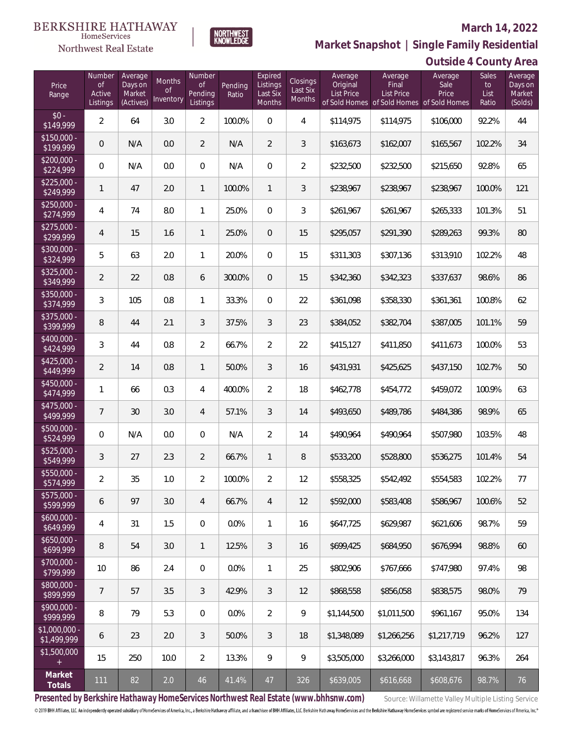BERKSHIRE HATHAWAY HomeServices Northwest Real Estate

NORTHWEST KNOWLEDGE

**March 14, 2022**

## Market Snapshot | Single Family Residential

## Outside 4 County Area

| Price Range | Number of Active Listings | Average Days on Market (Actives) | Months of Inventory | Number of Pending Listings | Pending Ratio | Expired Listings Last Six Months | Closings Last Six Months | Average Original List Price of Sold Homes | Average Final List Price of Sold Homes | Average Sale Price of Sold Homes | Sales to List Ratio | Average Days on Market (Solds) |
|---|---|---|---|---|---|---|---|---|---|---|---|---|
| $0 - $149,999 | 2 | 64 | 3.0 | 2 | 100.0% | 0 | 4 | $114,975 | $114,975 | $106,000 | 92.2% | 44 |
| $150,000 - $199,999 | 0 | N/A | 0.0 | 2 | N/A | 2 | 3 | $163,673 | $162,007 | $165,567 | 102.2% | 34 |
| $200,000 - $224,999 | 0 | N/A | 0.0 | 0 | N/A | 0 | 2 | $232,500 | $232,500 | $215,650 | 92.8% | 65 |
| $225,000 - $249,999 | 1 | 47 | 2.0 | 1 | 100.0% | 1 | 3 | $238,967 | $238,967 | $238,967 | 100.0% | 121 |
| $250,000 - $274,999 | 4 | 74 | 8.0 | 1 | 25.0% | 0 | 3 | $261,967 | $261,967 | $265,333 | 101.3% | 51 |
| $275,000 - $299,999 | 4 | 15 | 1.6 | 1 | 25.0% | 0 | 15 | $295,057 | $291,390 | $289,263 | 99.3% | 80 |
| $300,000 - $324,999 | 5 | 63 | 2.0 | 1 | 20.0% | 0 | 15 | $311,303 | $307,136 | $313,910 | 102.2% | 48 |
| $325,000 - $349,999 | 2 | 22 | 0.8 | 6 | 300.0% | 0 | 15 | $342,360 | $342,323 | $337,637 | 98.6% | 86 |
| $350,000 - $374,999 | 3 | 105 | 0.8 | 1 | 33.3% | 0 | 22 | $361,098 | $358,330 | $361,361 | 100.8% | 62 |
| $375,000 - $399,999 | 8 | 44 | 2.1 | 3 | 37.5% | 3 | 23 | $384,052 | $382,704 | $387,005 | 101.1% | 59 |
| $400,000 - $424,999 | 3 | 44 | 0.8 | 2 | 66.7% | 2 | 22 | $415,127 | $411,850 | $411,673 | 100.0% | 53 |
| $425,000 - $449,999 | 2 | 14 | 0.8 | 1 | 50.0% | 3 | 16 | $431,931 | $425,625 | $437,150 | 102.7% | 50 |
| $450,000 - $474,999 | 1 | 66 | 0.3 | 4 | 400.0% | 2 | 18 | $462,778 | $454,772 | $459,072 | 100.9% | 63 |
| $475,000 - $499,999 | 7 | 30 | 3.0 | 4 | 57.1% | 3 | 14 | $493,650 | $489,786 | $484,386 | 98.9% | 65 |
| $500,000 - $524,999 | 0 | N/A | 0.0 | 0 | N/A | 2 | 14 | $490,964 | $490,964 | $507,980 | 103.5% | 48 |
| $525,000 - $549,999 | 3 | 27 | 2.3 | 2 | 66.7% | 1 | 8 | $533,200 | $528,800 | $536,275 | 101.4% | 54 |
| $550,000 - $574,999 | 2 | 35 | 1.0 | 2 | 100.0% | 2 | 12 | $558,325 | $542,492 | $554,583 | 102.2% | 77 |
| $575,000 - $599,999 | 6 | 97 | 3.0 | 4 | 66.7% | 4 | 12 | $592,000 | $583,408 | $586,967 | 100.6% | 52 |
| $600,000 - $649,999 | 4 | 31 | 1.5 | 0 | 0.0% | 1 | 16 | $647,725 | $629,987 | $621,606 | 98.7% | 59 |
| $650,000 - $699,999 | 8 | 54 | 3.0 | 1 | 12.5% | 3 | 16 | $699,425 | $684,950 | $676,994 | 98.8% | 60 |
| $700,000 - $799,999 | 10 | 86 | 2.4 | 0 | 0.0% | 1 | 25 | $802,906 | $767,666 | $747,980 | 97.4% | 98 |
| $800,000 - $899,999 | 7 | 57 | 3.5 | 3 | 42.9% | 3 | 12 | $868,558 | $856,058 | $838,575 | 98.0% | 79 |
| $900,000 - $999,999 | 8 | 79 | 5.3 | 0 | 0.0% | 2 | 9 | $1,144,500 | $1,011,500 | $961,167 | 95.0% | 134 |
| $1,000,000 - $1,499,999 | 6 | 23 | 2.0 | 3 | 50.0% | 3 | 18 | $1,348,089 | $1,266,256 | $1,217,719 | 96.2% | 127 |
| $1,500,000 + | 15 | 250 | 10.0 | 2 | 13.3% | 9 | 9 | $3,505,000 | $3,266,000 | $3,143,817 | 96.3% | 264 |
| **Market Totals** | 111 | 82 | 2.0 | 46 | 41.4% | 47 | 326 | $639,005 | $616,668 | $608,676 | 98.7% | 76 |

**Presented by Berkshire Hathaway HomeServices Northwest Real Estate (www.bhhsnw.com)**

Source: Willamette Valley Multiple Listing Service

© 2019 BHH Affiliates, LLC. An independently operated subsidiary of HomeServices of America, Inc., a Berkshire Hathaway affiliate, and a franchisee of BHH Affiliates, LLC. Berkshire Hathaway HomeServices and the Berkshire Hathaway HomeServices symbol are registered service marks of HomeServices of America, Inc.®